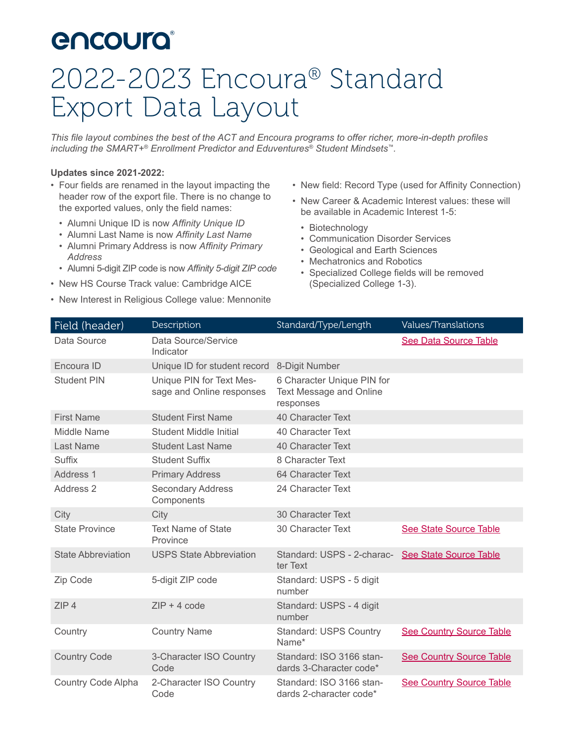# encoura®

# 2022-2023 Encoura® Standard Export Data Layout

*This file layout combines the best of the ACT and Encoura programs to offer richer, more-in-depth profiles including the SMART+® Enrollment Predictor and Eduventures® Student Mindsets™.*

**Updates since 2021-2022:**

- Four fields are renamed in the layout impacting the header row of the export file. There is no change to the exported values, only the field names:
  - Alumni Unique ID is now *Affinity Unique ID*
  - Alumni Last Name is now *Affinity Last Name*
  - Alumni Primary Address is now *Affinity Primary Address*
  - Alumni 5-digit ZIP code is now *Affinity 5-digit ZIP code*
- New HS Course Track value: Cambridge AICE
- New Interest in Religious College value: Mennonite
- New field: Record Type (used for Affinity Connection)
- New Career & Academic Interest values: these will be available in Academic Interest 1-5:
  - Biotechnology
  - Communication Disorder Services
  - Geological and Earth Sciences
  - Mechatronics and Robotics
  - Specialized College fields will be removed (Specialized College 1-3).

| Field (header) | Description | Standard/Type/Length | Values/Translations |
|---|---|---|---|
| Data Source | Data Source/Service Indicator | | See Data Source Table |
| Encoura ID | Unique ID for student record | 8-Digit Number | |
| Student PIN | Unique PIN for Text Message and Online responses | 6 Character Unique PIN for Text Message and Online responses | |
| First Name | Student First Name | 40 Character Text | |
| Middle Name | Student Middle Initial | 40 Character Text | |
| Last Name | Student Last Name | 40 Character Text | |
| Suffix | Student Suffix | 8 Character Text | |
| Address 1 | Primary Address | 64 Character Text | |
| Address 2 | Secondary Address Components | 24 Character Text | |
| City | City | 30 Character Text | |
| State Province | Text Name of State Province | 30 Character Text | See State Source Table |
| State Abbreviation | USPS State Abbreviation | Standard: USPS - 2-character Text | See State Source Table |
| Zip Code | 5-digit ZIP code | Standard: USPS - 5 digit number | |
| ZIP 4 | ZIP + 4 code | Standard: USPS - 4 digit number | |
| Country | Country Name | Standard: USPS Country Name* | See Country Source Table |
| Country Code | 3-Character ISO Country Code | Standard: ISO 3166 standards 3-Character code* | See Country Source Table |
| Country Code Alpha | 2-Character ISO Country Code | Standard: ISO 3166 standards 2-character code* | See Country Source Table |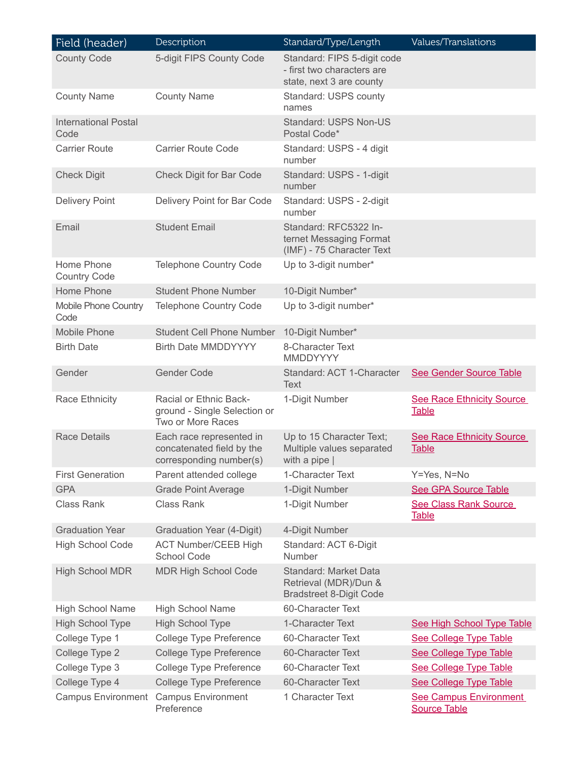| Field (header) | Description | Standard/Type/Length | Values/Translations |
|---|---|---|---|
| County Code | 5-digit FIPS County Code | Standard: FIPS 5-digit code - first two characters are state, next 3 are county | |
| County Name | County Name | Standard: USPS county names | |
| International Postal Code | | Standard: USPS Non-US Postal Code* | |
| Carrier Route | Carrier Route Code | Standard: USPS - 4 digit number | |
| Check Digit | Check Digit for Bar Code | Standard: USPS - 1-digit number | |
| Delivery Point | Delivery Point for Bar Code | Standard: USPS - 2-digit number | |
| Email | Student Email | Standard: RFC5322 Internet Messaging Format (IMF) - 75 Character Text | |
| Home Phone Country Code | Telephone Country Code | Up to 3-digit number* | |
| Home Phone | Student Phone Number | 10-Digit Number* | |
| Mobile Phone Country Code | Telephone Country Code | Up to 3-digit number* | |
| Mobile Phone | Student Cell Phone Number | 10-Digit Number* | |
| Birth Date | Birth Date MMDDYYYY | 8-Character Text MMDDYYYY | |
| Gender | Gender Code | Standard: ACT 1-Character Text | See Gender Source Table |
| Race Ethnicity | Racial or Ethnic Background - Single Selection or Two or More Races | 1-Digit Number | See Race Ethnicity Source Table |
| Race Details | Each race represented in concatenated field by the corresponding number(s) | Up to 15 Character Text; Multiple values separated with a pipe \| | See Race Ethnicity Source Table |
| First Generation | Parent attended college | 1-Character Text | Y=Yes, N=No |
| GPA | Grade Point Average | 1-Digit Number | See GPA Source Table |
| Class Rank | Class Rank | 1-Digit Number | See Class Rank Source Table |
| Graduation Year | Graduation Year (4-Digit) | 4-Digit Number | |
| High School Code | ACT Number/CEEB High School Code | Standard: ACT 6-Digit Number | |
| High School MDR | MDR High School Code | Standard: Market Data Retrieval (MDR)/Dun & Bradstreet 8-Digit Code | |
| High School Name | High School Name | 60-Character Text | |
| High School Type | High School Type | 1-Character Text | See High School Type Table |
| College Type 1 | College Type Preference | 60-Character Text | See College Type Table |
| College Type 2 | College Type Preference | 60-Character Text | See College Type Table |
| College Type 3 | College Type Preference | 60-Character Text | See College Type Table |
| College Type 4 | College Type Preference | 60-Character Text | See College Type Table |
| Campus Environment | Campus Environment Preference | 1 Character Text | See Campus Environment Source Table |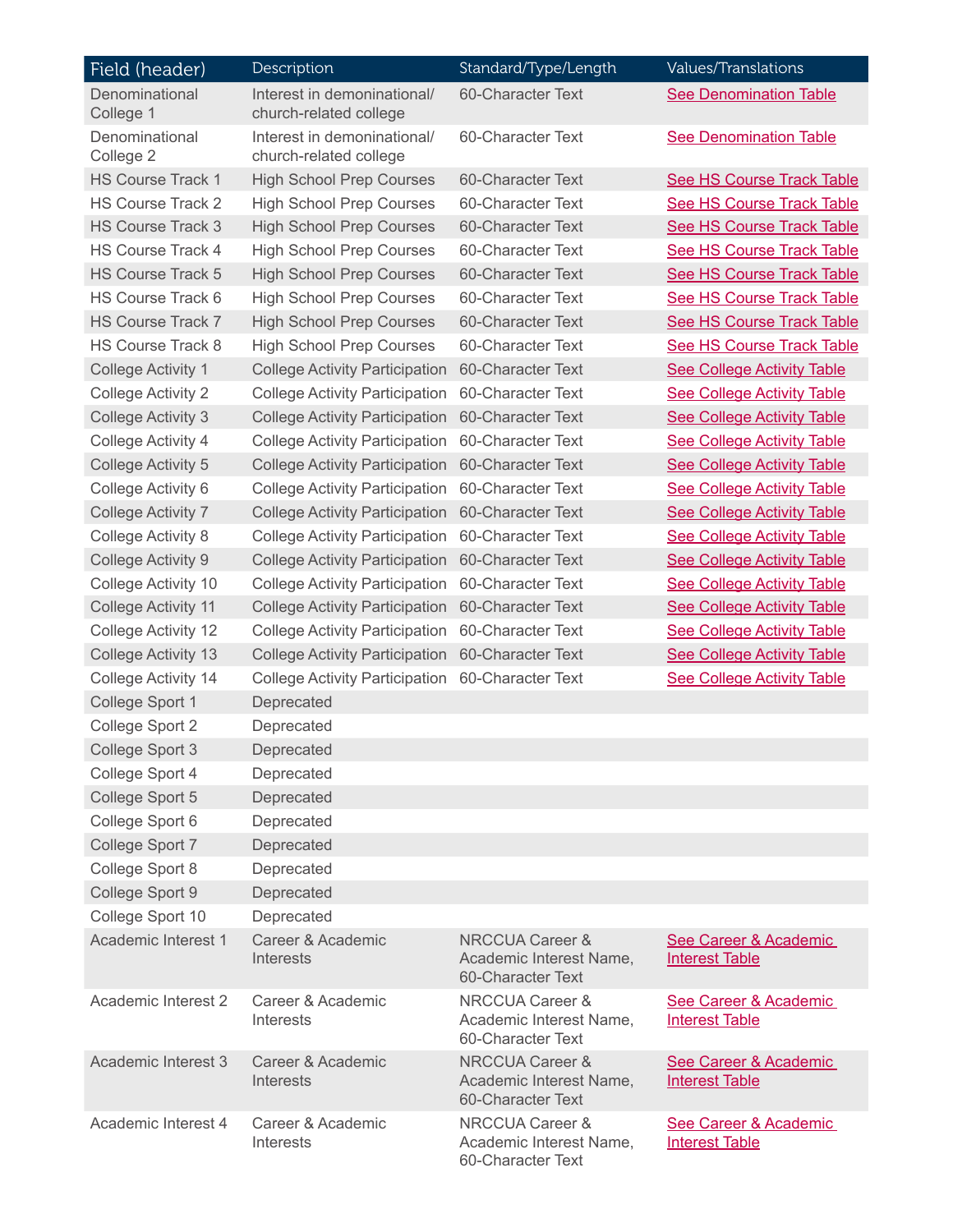| Field (header) | Description | Standard/Type/Length | Values/Translations |
|---|---|---|---|
| Denominational College 1 | Interest in demonimational/ church-related college | 60-Character Text | See Denomination Table |
| Denominational College 2 | Interest in demonimational/ church-related college | 60-Character Text | See Denomination Table |
| HS Course Track 1 | High School Prep Courses | 60-Character Text | See HS Course Track Table |
| HS Course Track 2 | High School Prep Courses | 60-Character Text | See HS Course Track Table |
| HS Course Track 3 | High School Prep Courses | 60-Character Text | See HS Course Track Table |
| HS Course Track 4 | High School Prep Courses | 60-Character Text | See HS Course Track Table |
| HS Course Track 5 | High School Prep Courses | 60-Character Text | See HS Course Track Table |
| HS Course Track 6 | High School Prep Courses | 60-Character Text | See HS Course Track Table |
| HS Course Track 7 | High School Prep Courses | 60-Character Text | See HS Course Track Table |
| HS Course Track 8 | High School Prep Courses | 60-Character Text | See HS Course Track Table |
| College Activity 1 | College Activity Participation | 60-Character Text | See College Activity Table |
| College Activity 2 | College Activity Participation | 60-Character Text | See College Activity Table |
| College Activity 3 | College Activity Participation | 60-Character Text | See College Activity Table |
| College Activity 4 | College Activity Participation | 60-Character Text | See College Activity Table |
| College Activity 5 | College Activity Participation | 60-Character Text | See College Activity Table |
| College Activity 6 | College Activity Participation | 60-Character Text | See College Activity Table |
| College Activity 7 | College Activity Participation | 60-Character Text | See College Activity Table |
| College Activity 8 | College Activity Participation | 60-Character Text | See College Activity Table |
| College Activity 9 | College Activity Participation | 60-Character Text | See College Activity Table |
| College Activity 10 | College Activity Participation | 60-Character Text | See College Activity Table |
| College Activity 11 | College Activity Participation | 60-Character Text | See College Activity Table |
| College Activity 12 | College Activity Participation | 60-Character Text | See College Activity Table |
| College Activity 13 | College Activity Participation | 60-Character Text | See College Activity Table |
| College Activity 14 | College Activity Participation | 60-Character Text | See College Activity Table |
| College Sport 1 | Deprecated | | |
| College Sport 2 | Deprecated | | |
| College Sport 3 | Deprecated | | |
| College Sport 4 | Deprecated | | |
| College Sport 5 | Deprecated | | |
| College Sport 6 | Deprecated | | |
| College Sport 7 | Deprecated | | |
| College Sport 8 | Deprecated | | |
| College Sport 9 | Deprecated | | |
| College Sport 10 | Deprecated | | |
| Academic Interest 1 | Career & Academic Interests | NRCCUA Career & Academic Interest Name, 60-Character Text | See Career & Academic Interest Table |
| Academic Interest 2 | Career & Academic Interests | NRCCUA Career & Academic Interest Name, 60-Character Text | See Career & Academic Interest Table |
| Academic Interest 3 | Career & Academic Interests | NRCCUA Career & Academic Interest Name, 60-Character Text | See Career & Academic Interest Table |
| Academic Interest 4 | Career & Academic Interests | NRCCUA Career & Academic Interest Name, 60-Character Text | See Career & Academic Interest Table |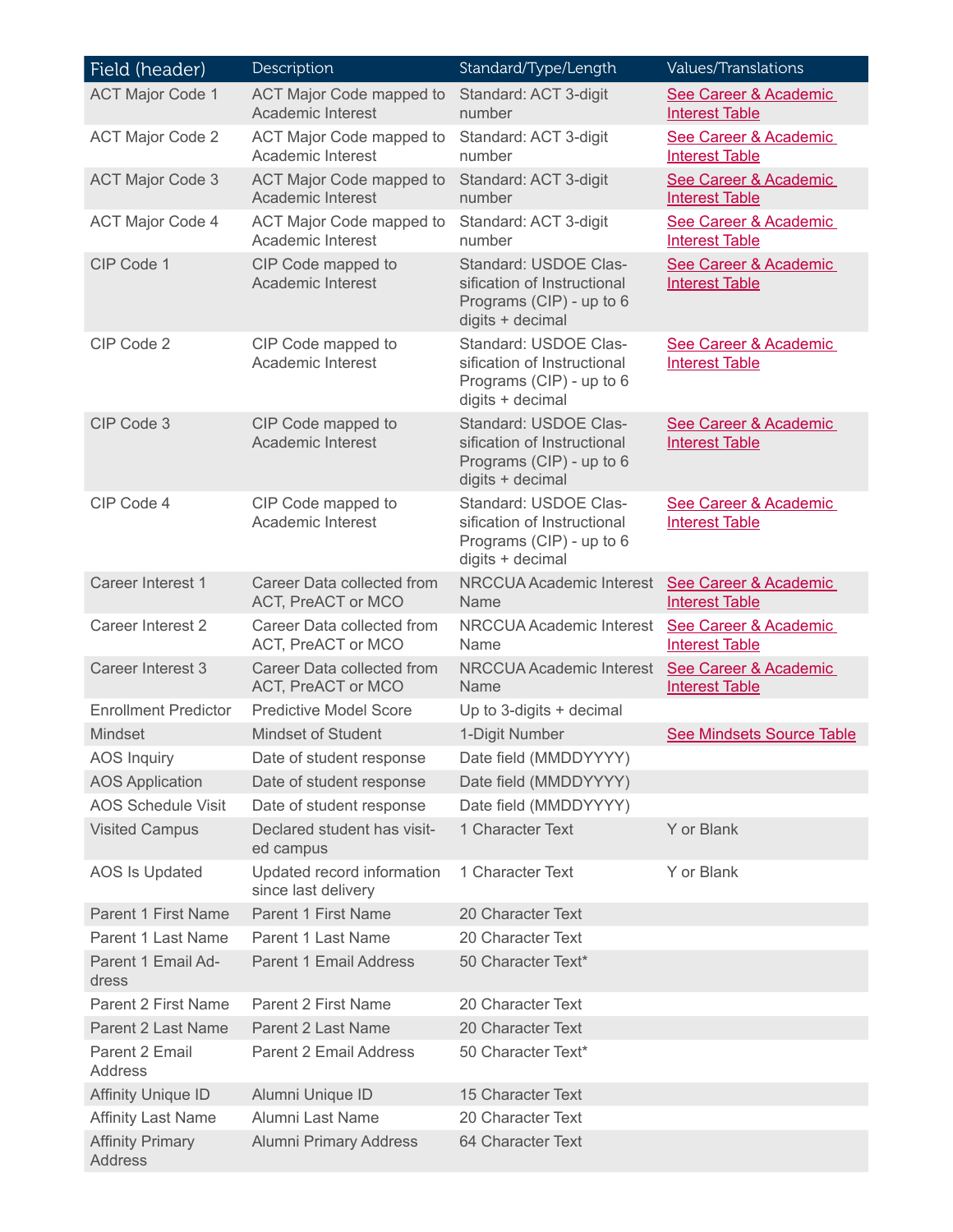| Field (header) | Description | Standard/Type/Length | Values/Translations |
|---|---|---|---|
| ACT Major Code 1 | ACT Major Code mapped to Academic Interest | Standard: ACT 3-digit number | See Career & Academic Interest Table |
| ACT Major Code 2 | ACT Major Code mapped to Academic Interest | Standard: ACT 3-digit number | See Career & Academic Interest Table |
| ACT Major Code 3 | ACT Major Code mapped to Academic Interest | Standard: ACT 3-digit number | See Career & Academic Interest Table |
| ACT Major Code 4 | ACT Major Code mapped to Academic Interest | Standard: ACT 3-digit number | See Career & Academic Interest Table |
| CIP Code 1 | CIP Code mapped to Academic Interest | Standard: USDOE Classification of Instructional Programs (CIP) - up to 6 digits + decimal | See Career & Academic Interest Table |
| CIP Code 2 | CIP Code mapped to Academic Interest | Standard: USDOE Classification of Instructional Programs (CIP) - up to 6 digits + decimal | See Career & Academic Interest Table |
| CIP Code 3 | CIP Code mapped to Academic Interest | Standard: USDOE Classification of Instructional Programs (CIP) - up to 6 digits + decimal | See Career & Academic Interest Table |
| CIP Code 4 | CIP Code mapped to Academic Interest | Standard: USDOE Classification of Instructional Programs (CIP) - up to 6 digits + decimal | See Career & Academic Interest Table |
| Career Interest 1 | Career Data collected from ACT, PreACT or MCO | NRCCUA Academic Interest Name | See Career & Academic Interest Table |
| Career Interest 2 | Career Data collected from ACT, PreACT or MCO | NRCCUA Academic Interest Name | See Career & Academic Interest Table |
| Career Interest 3 | Career Data collected from ACT, PreACT or MCO | NRCCUA Academic Interest Name | See Career & Academic Interest Table |
| Enrollment Predictor | Predictive Model Score | Up to 3-digits + decimal | |
| Mindset | Mindset of Student | 1-Digit Number | See Mindsets Source Table |
| AOS Inquiry | Date of student response | Date field (MMDDYYYY) | |
| AOS Application | Date of student response | Date field (MMDDYYYY) | |
| AOS Schedule Visit | Date of student response | Date field (MMDDYYYY) | |
| Visited Campus | Declared student has visited campus | 1 Character Text | Y or Blank |
| AOS Is Updated | Updated record information since last delivery | 1 Character Text | Y or Blank |
| Parent 1 First Name | Parent 1 First Name | 20 Character Text | |
| Parent 1 Last Name | Parent 1 Last Name | 20 Character Text | |
| Parent 1 Email Address | Parent 1 Email Address | 50 Character Text* | |
| Parent 2 First Name | Parent 2 First Name | 20 Character Text | |
| Parent 2 Last Name | Parent 2 Last Name | 20 Character Text | |
| Parent 2 Email Address | Parent 2 Email Address | 50 Character Text* | |
| Affinity Unique ID | Alumni Unique ID | 15 Character Text | |
| Affinity Last Name | Alumni Last Name | 20 Character Text | |
| Affinity Primary Address | Alumni Primary Address | 64 Character Text | |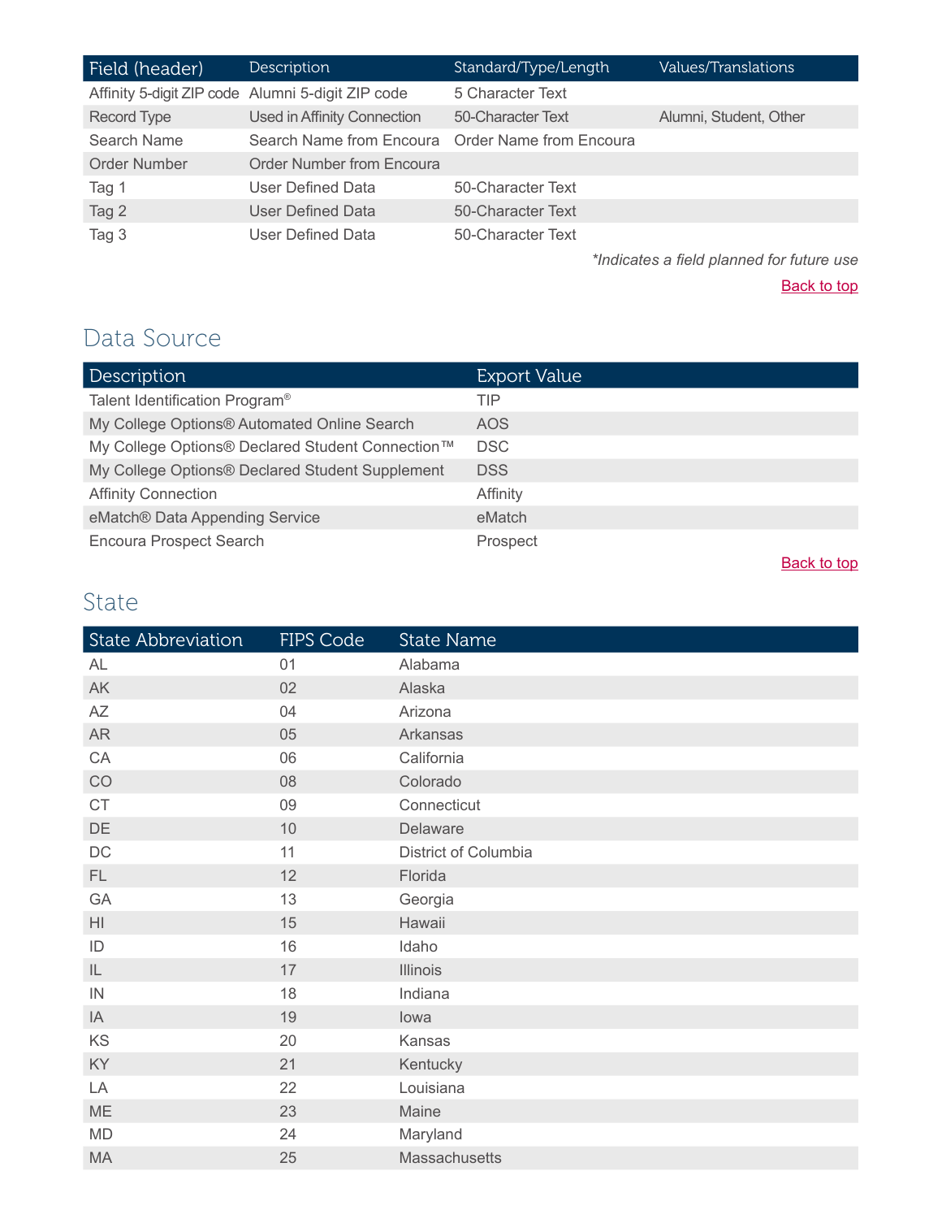| Field (header) | Description | Standard/Type/Length | Values/Translations |
| --- | --- | --- | --- |
| Affinity 5-digit ZIP code | Alumni 5-digit ZIP code | 5 Character Text | |
| Record Type | Used in Affinity Connection | 50-Character Text | Alumni, Student, Other |
| Search Name | Search Name from Encoura | Order Name from Encoura | |
| Order Number | Order Number from Encoura | | |
| Tag 1 | User Defined Data | 50-Character Text | |
| Tag 2 | User Defined Data | 50-Character Text | |
| Tag 3 | User Defined Data | 50-Character Text | |

*\*Indicates a field planned for future use*

Back to top

## Data Source

| Description | Export Value |
| --- | --- |
| Talent Identification Program® | TIP |
| My College Options® Automated Online Search | AOS |
| My College Options® Declared Student Connection™ | DSC |
| My College Options® Declared Student Supplement | DSS |
| Affinity Connection | Affinity |
| eMatch® Data Appending Service | eMatch |
| Encoura Prospect Search | Prospect |

Back to top

## State

| State Abbreviation | FIPS Code | State Name |
| --- | --- | --- |
| AL | 01 | Alabama |
| AK | 02 | Alaska |
| AZ | 04 | Arizona |
| AR | 05 | Arkansas |
| CA | 06 | California |
| CO | 08 | Colorado |
| CT | 09 | Connecticut |
| DE | 10 | Delaware |
| DC | 11 | District of Columbia |
| FL | 12 | Florida |
| GA | 13 | Georgia |
| HI | 15 | Hawaii |
| ID | 16 | Idaho |
| IL | 17 | Illinois |
| IN | 18 | Indiana |
| IA | 19 | Iowa |
| KS | 20 | Kansas |
| KY | 21 | Kentucky |
| LA | 22 | Louisiana |
| ME | 23 | Maine |
| MD | 24 | Maryland |
| MA | 25 | Massachusetts |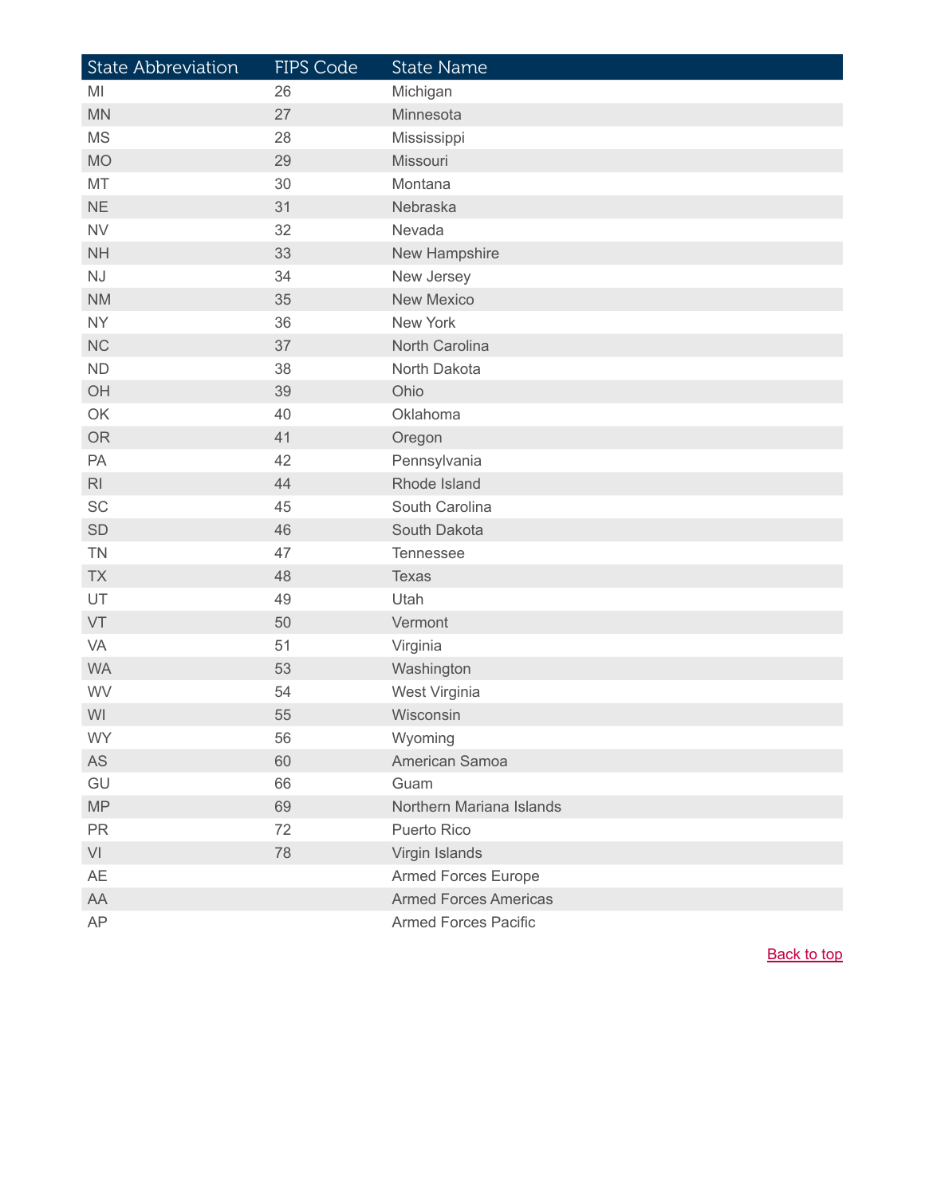| State Abbreviation | FIPS Code | State Name |
|---|---|---|
| MI | 26 | Michigan |
| MN | 27 | Minnesota |
| MS | 28 | Mississippi |
| MO | 29 | Missouri |
| MT | 30 | Montana |
| NE | 31 | Nebraska |
| NV | 32 | Nevada |
| NH | 33 | New Hampshire |
| NJ | 34 | New Jersey |
| NM | 35 | New Mexico |
| NY | 36 | New York |
| NC | 37 | North Carolina |
| ND | 38 | North Dakota |
| OH | 39 | Ohio |
| OK | 40 | Oklahoma |
| OR | 41 | Oregon |
| PA | 42 | Pennsylvania |
| RI | 44 | Rhode Island |
| SC | 45 | South Carolina |
| SD | 46 | South Dakota |
| TN | 47 | Tennessee |
| TX | 48 | Texas |
| UT | 49 | Utah |
| VT | 50 | Vermont |
| VA | 51 | Virginia |
| WA | 53 | Washington |
| WV | 54 | West Virginia |
| WI | 55 | Wisconsin |
| WY | 56 | Wyoming |
| AS | 60 | American Samoa |
| GU | 66 | Guam |
| MP | 69 | Northern Mariana Islands |
| PR | 72 | Puerto Rico |
| VI | 78 | Virgin Islands |
| AE | | Armed Forces Europe |
| AA | | Armed Forces Americas |
| AP | | Armed Forces Pacific |

Back to top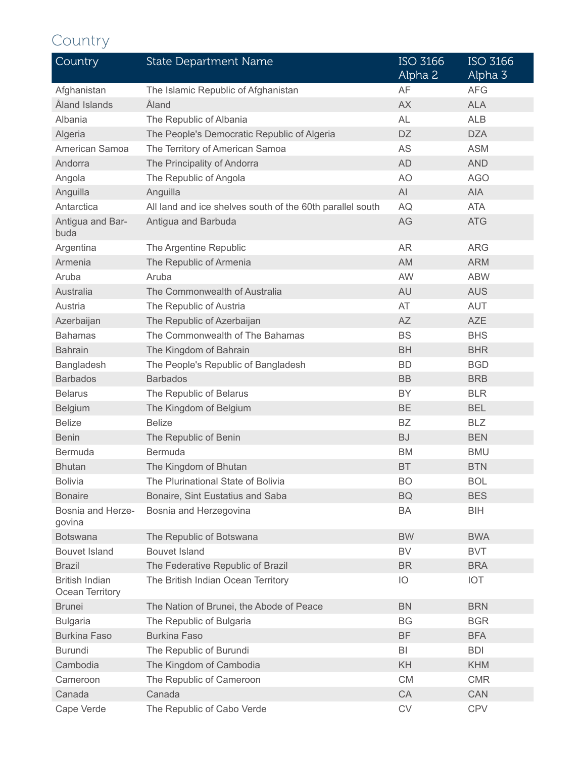## Country

| Country | State Department Name | ISO 3166 Alpha 2 | ISO 3166 Alpha 3 |
|---|---|---|---|
| Afghanistan | The Islamic Republic of Afghanistan | AF | AFG |
| Åland Islands | Åland | AX | ALA |
| Albania | The Republic of Albania | AL | ALB |
| Algeria | The People's Democratic Republic of Algeria | DZ | DZA |
| American Samoa | The Territory of American Samoa | AS | ASM |
| Andorra | The Principality of Andorra | AD | AND |
| Angola | The Republic of Angola | AO | AGO |
| Anguilla | Anguilla | AI | AIA |
| Antarctica | All land and ice shelves south of the 60th parallel south | AQ | ATA |
| Antigua and Barbuda | Antigua and Barbuda | AG | ATG |
| Argentina | The Argentine Republic | AR | ARG |
| Armenia | The Republic of Armenia | AM | ARM |
| Aruba | Aruba | AW | ABW |
| Australia | The Commonwealth of Australia | AU | AUS |
| Austria | The Republic of Austria | AT | AUT |
| Azerbaijan | The Republic of Azerbaijan | AZ | AZE |
| Bahamas | The Commonwealth of The Bahamas | BS | BHS |
| Bahrain | The Kingdom of Bahrain | BH | BHR |
| Bangladesh | The People's Republic of Bangladesh | BD | BGD |
| Barbados | Barbados | BB | BRB |
| Belarus | The Republic of Belarus | BY | BLR |
| Belgium | The Kingdom of Belgium | BE | BEL |
| Belize | Belize | BZ | BLZ |
| Benin | The Republic of Benin | BJ | BEN |
| Bermuda | Bermuda | BM | BMU |
| Bhutan | The Kingdom of Bhutan | BT | BTN |
| Bolivia | The Plurinational State of Bolivia | BO | BOL |
| Bonaire | Bonaire, Sint Eustatius and Saba | BQ | BES |
| Bosnia and Herzegovina | Bosnia and Herzegovina | BA | BIH |
| Botswana | The Republic of Botswana | BW | BWA |
| Bouvet Island | Bouvet Island | BV | BVT |
| Brazil | The Federative Republic of Brazil | BR | BRA |
| British Indian Ocean Territory | The British Indian Ocean Territory | IO | IOT |
| Brunei | The Nation of Brunei, the Abode of Peace | BN | BRN |
| Bulgaria | The Republic of Bulgaria | BG | BGR |
| Burkina Faso | Burkina Faso | BF | BFA |
| Burundi | The Republic of Burundi | BI | BDI |
| Cambodia | The Kingdom of Cambodia | KH | KHM |
| Cameroon | The Republic of Cameroon | CM | CMR |
| Canada | Canada | CA | CAN |
| Cape Verde | The Republic of Cabo Verde | CV | CPV |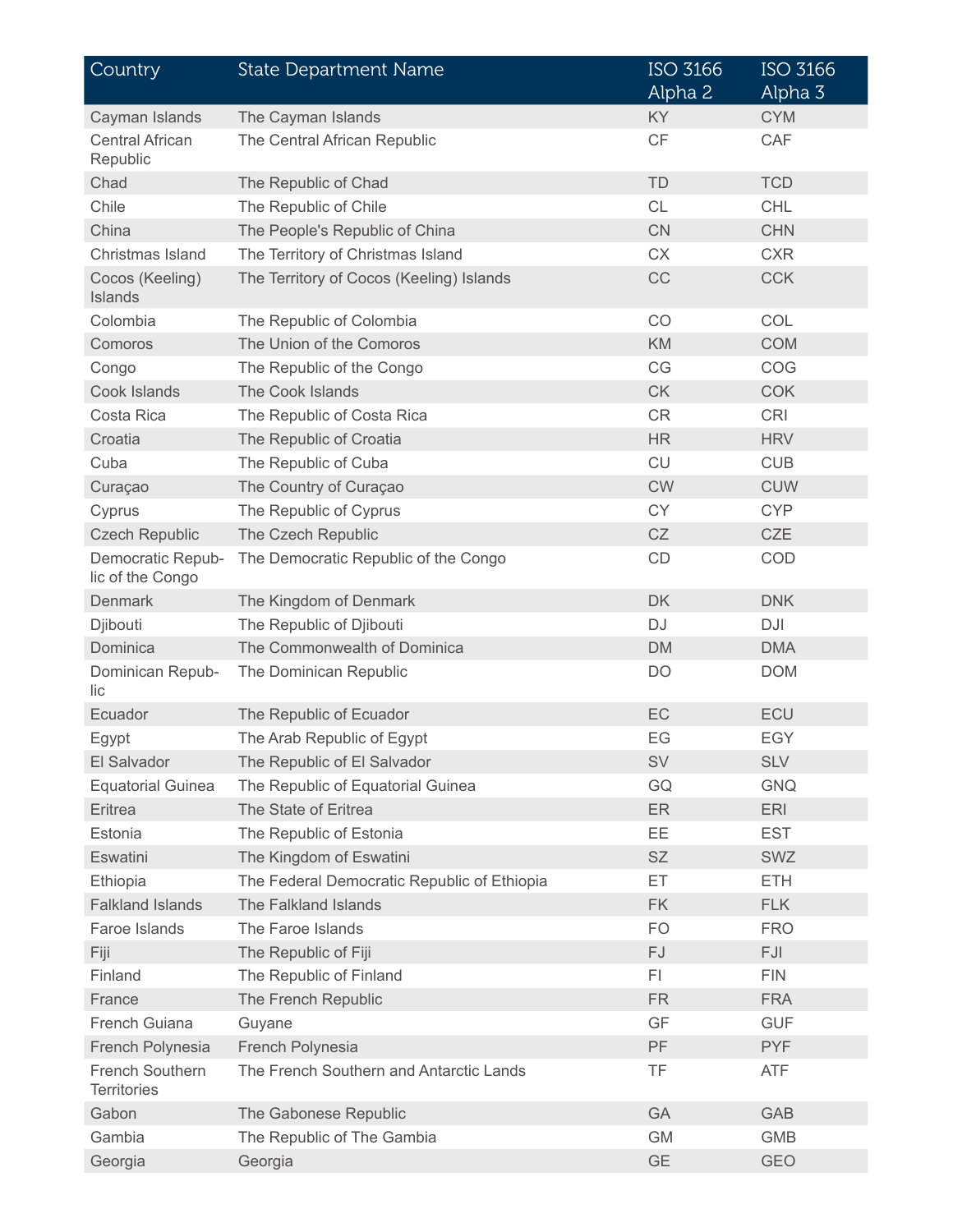| Country | State Department Name | ISO 3166 Alpha 2 | ISO 3166 Alpha 3 |
|---|---|---|---|
| Cayman Islands | The Cayman Islands | KY | CYM |
| Central African Republic | The Central African Republic | CF | CAF |
| Chad | The Republic of Chad | TD | TCD |
| Chile | The Republic of Chile | CL | CHL |
| China | The People's Republic of China | CN | CHN |
| Christmas Island | The Territory of Christmas Island | CX | CXR |
| Cocos (Keeling) Islands | The Territory of Cocos (Keeling) Islands | CC | CCK |
| Colombia | The Republic of Colombia | CO | COL |
| Comoros | The Union of the Comoros | KM | COM |
| Congo | The Republic of the Congo | CG | COG |
| Cook Islands | The Cook Islands | CK | COK |
| Costa Rica | The Republic of Costa Rica | CR | CRI |
| Croatia | The Republic of Croatia | HR | HRV |
| Cuba | The Republic of Cuba | CU | CUB |
| Curaçao | The Country of Curaçao | CW | CUW |
| Cyprus | The Republic of Cyprus | CY | CYP |
| Czech Republic | The Czech Republic | CZ | CZE |
| Democratic Republic of the Congo | The Democratic Republic of the Congo | CD | COD |
| Denmark | The Kingdom of Denmark | DK | DNK |
| Djibouti | The Republic of Djibouti | DJ | DJI |
| Dominica | The Commonwealth of Dominica | DM | DMA |
| Dominican Republic | The Dominican Republic | DO | DOM |
| Ecuador | The Republic of Ecuador | EC | ECU |
| Egypt | The Arab Republic of Egypt | EG | EGY |
| El Salvador | The Republic of El Salvador | SV | SLV |
| Equatorial Guinea | The Republic of Equatorial Guinea | GQ | GNQ |
| Eritrea | The State of Eritrea | ER | ERI |
| Estonia | The Republic of Estonia | EE | EST |
| Eswatini | The Kingdom of Eswatini | SZ | SWZ |
| Ethiopia | The Federal Democratic Republic of Ethiopia | ET | ETH |
| Falkland Islands | The Falkland Islands | FK | FLK |
| Faroe Islands | The Faroe Islands | FO | FRO |
| Fiji | The Republic of Fiji | FJ | FJI |
| Finland | The Republic of Finland | FI | FIN |
| France | The French Republic | FR | FRA |
| French Guiana | Guyane | GF | GUF |
| French Polynesia | French Polynesia | PF | PYF |
| French Southern Territories | The French Southern and Antarctic Lands | TF | ATF |
| Gabon | The Gabonese Republic | GA | GAB |
| Gambia | The Republic of The Gambia | GM | GMB |
| Georgia | Georgia | GE | GEO |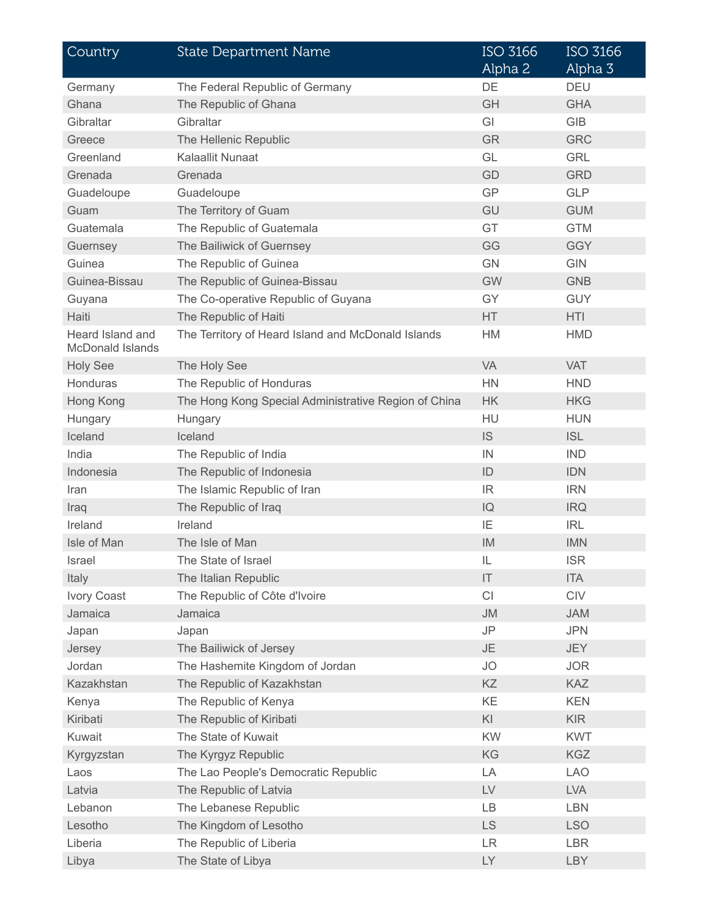| Country | State Department Name | ISO 3166 Alpha 2 | ISO 3166 Alpha 3 |
|---|---|---|---|
| Germany | The Federal Republic of Germany | DE | DEU |
| Ghana | The Republic of Ghana | GH | GHA |
| Gibraltar | Gibraltar | GI | GIB |
| Greece | The Hellenic Republic | GR | GRC |
| Greenland | Kalaallit Nunaat | GL | GRL |
| Grenada | Grenada | GD | GRD |
| Guadeloupe | Guadeloupe | GP | GLP |
| Guam | The Territory of Guam | GU | GUM |
| Guatemala | The Republic of Guatemala | GT | GTM |
| Guernsey | The Bailiwick of Guernsey | GG | GGY |
| Guinea | The Republic of Guinea | GN | GIN |
| Guinea-Bissau | The Republic of Guinea-Bissau | GW | GNB |
| Guyana | The Co-operative Republic of Guyana | GY | GUY |
| Haiti | The Republic of Haiti | HT | HTI |
| Heard Island and McDonald Islands | The Territory of Heard Island and McDonald Islands | HM | HMD |
| Holy See | The Holy See | VA | VAT |
| Honduras | The Republic of Honduras | HN | HND |
| Hong Kong | The Hong Kong Special Administrative Region of China | HK | HKG |
| Hungary | Hungary | HU | HUN |
| Iceland | Iceland | IS | ISL |
| India | The Republic of India | IN | IND |
| Indonesia | The Republic of Indonesia | ID | IDN |
| Iran | The Islamic Republic of Iran | IR | IRN |
| Iraq | The Republic of Iraq | IQ | IRQ |
| Ireland | Ireland | IE | IRL |
| Isle of Man | The Isle of Man | IM | IMN |
| Israel | The State of Israel | IL | ISR |
| Italy | The Italian Republic | IT | ITA |
| Ivory Coast | The Republic of Côte d'Ivoire | CI | CIV |
| Jamaica | Jamaica | JM | JAM |
| Japan | Japan | JP | JPN |
| Jersey | The Bailiwick of Jersey | JE | JEY |
| Jordan | The Hashemite Kingdom of Jordan | JO | JOR |
| Kazakhstan | The Republic of Kazakhstan | KZ | KAZ |
| Kenya | The Republic of Kenya | KE | KEN |
| Kiribati | The Republic of Kiribati | KI | KIR |
| Kuwait | The State of Kuwait | KW | KWT |
| Kyrgyzstan | The Kyrgyz Republic | KG | KGZ |
| Laos | The Lao People's Democratic Republic | LA | LAO |
| Latvia | The Republic of Latvia | LV | LVA |
| Lebanon | The Lebanese Republic | LB | LBN |
| Lesotho | The Kingdom of Lesotho | LS | LSO |
| Liberia | The Republic of Liberia | LR | LBR |
| Libya | The State of Libya | LY | LBY |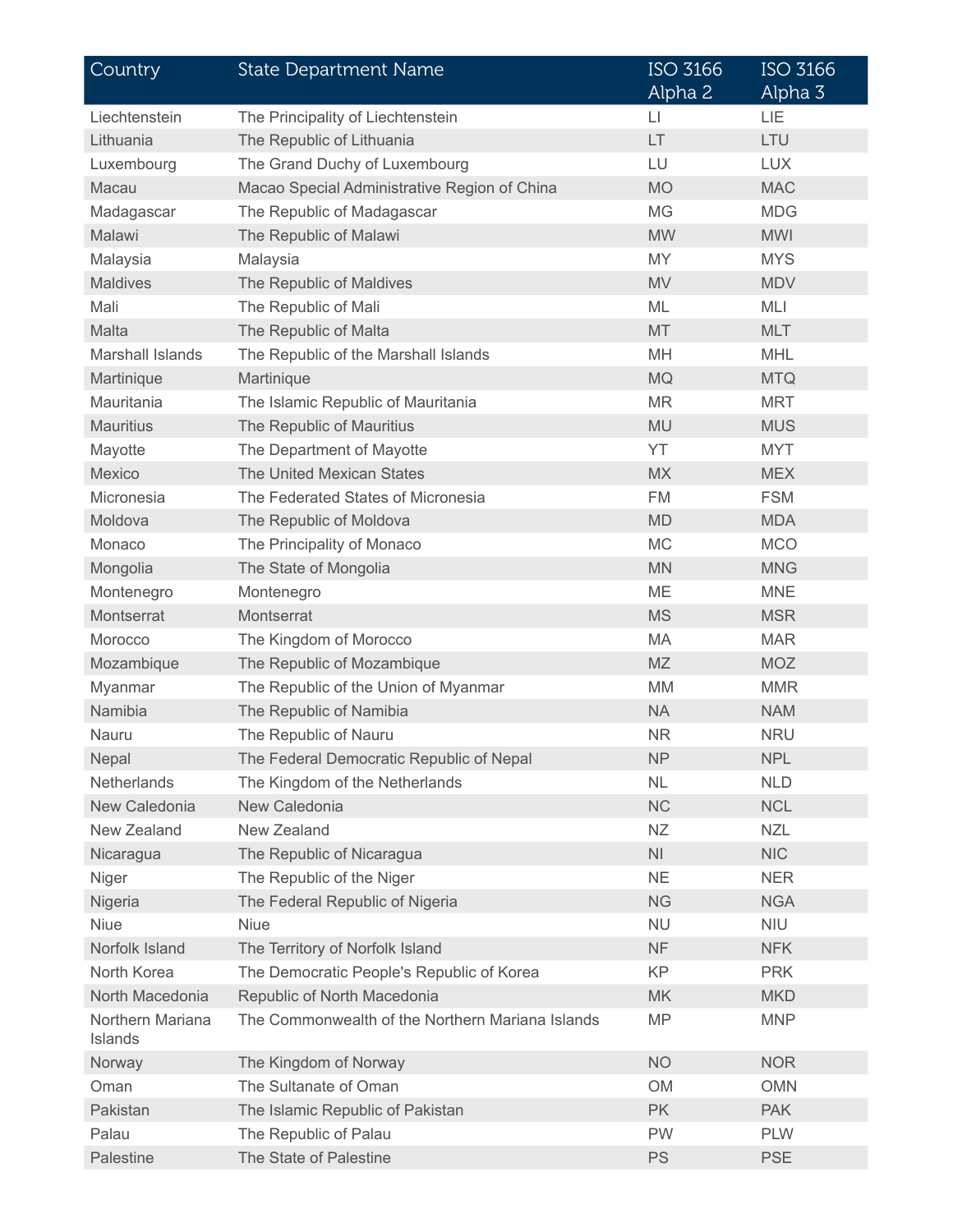| Country | State Department Name | ISO 3166 Alpha 2 | ISO 3166 Alpha 3 |
|---|---|---|---|
| Liechtenstein | The Principality of Liechtenstein | LI | LIE |
| Lithuania | The Republic of Lithuania | LT | LTU |
| Luxembourg | The Grand Duchy of Luxembourg | LU | LUX |
| Macau | Macao Special Administrative Region of China | MO | MAC |
| Madagascar | The Republic of Madagascar | MG | MDG |
| Malawi | The Republic of Malawi | MW | MWI |
| Malaysia | Malaysia | MY | MYS |
| Maldives | The Republic of Maldives | MV | MDV |
| Mali | The Republic of Mali | ML | MLI |
| Malta | The Republic of Malta | MT | MLT |
| Marshall Islands | The Republic of the Marshall Islands | MH | MHL |
| Martinique | Martinique | MQ | MTQ |
| Mauritania | The Islamic Republic of Mauritania | MR | MRT |
| Mauritius | The Republic of Mauritius | MU | MUS |
| Mayotte | The Department of Mayotte | YT | MYT |
| Mexico | The United Mexican States | MX | MEX |
| Micronesia | The Federated States of Micronesia | FM | FSM |
| Moldova | The Republic of Moldova | MD | MDA |
| Monaco | The Principality of Monaco | MC | MCO |
| Mongolia | The State of Mongolia | MN | MNG |
| Montenegro | Montenegro | ME | MNE |
| Montserrat | Montserrat | MS | MSR |
| Morocco | The Kingdom of Morocco | MA | MAR |
| Mozambique | The Republic of Mozambique | MZ | MOZ |
| Myanmar | The Republic of the Union of Myanmar | MM | MMR |
| Namibia | The Republic of Namibia | NA | NAM |
| Nauru | The Republic of Nauru | NR | NRU |
| Nepal | The Federal Democratic Republic of Nepal | NP | NPL |
| Netherlands | The Kingdom of the Netherlands | NL | NLD |
| New Caledonia | New Caledonia | NC | NCL |
| New Zealand | New Zealand | NZ | NZL |
| Nicaragua | The Republic of Nicaragua | NI | NIC |
| Niger | The Republic of the Niger | NE | NER |
| Nigeria | The Federal Republic of Nigeria | NG | NGA |
| Niue | Niue | NU | NIU |
| Norfolk Island | The Territory of Norfolk Island | NF | NFK |
| North Korea | The Democratic People's Republic of Korea | KP | PRK |
| North Macedonia | Republic of North Macedonia | MK | MKD |
| Northern Mariana Islands | The Commonwealth of the Northern Mariana Islands | MP | MNP |
| Norway | The Kingdom of Norway | NO | NOR |
| Oman | The Sultanate of Oman | OM | OMN |
| Pakistan | The Islamic Republic of Pakistan | PK | PAK |
| Palau | The Republic of Palau | PW | PLW |
| Palestine | The State of Palestine | PS | PSE |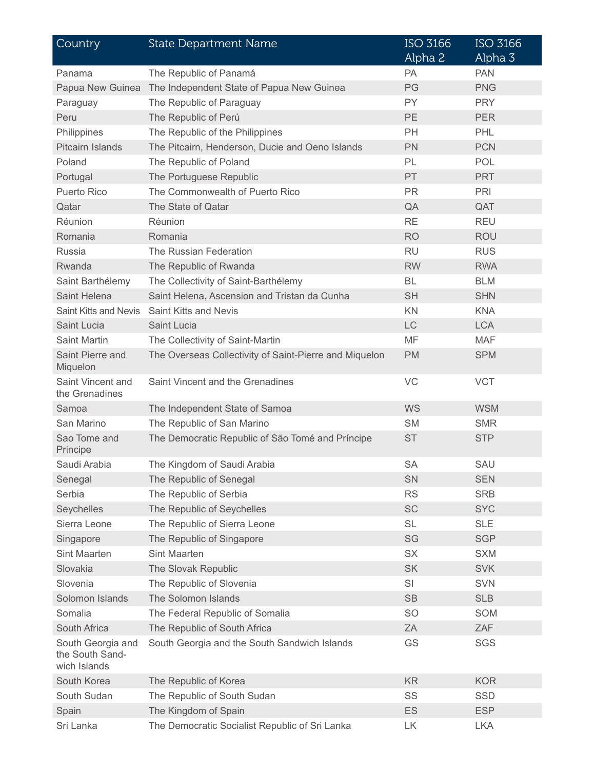| Country | State Department Name | ISO 3166 Alpha 2 | ISO 3166 Alpha 3 |
|---|---|---|---|
| Panama | The Republic of Panamá | PA | PAN |
| Papua New Guinea | The Independent State of Papua New Guinea | PG | PNG |
| Paraguay | The Republic of Paraguay | PY | PRY |
| Peru | The Republic of Perú | PE | PER |
| Philippines | The Republic of the Philippines | PH | PHL |
| Pitcairn Islands | The Pitcairn, Henderson, Ducie and Oeno Islands | PN | PCN |
| Poland | The Republic of Poland | PL | POL |
| Portugal | The Portuguese Republic | PT | PRT |
| Puerto Rico | The Commonwealth of Puerto Rico | PR | PRI |
| Qatar | The State of Qatar | QA | QAT |
| Réunion | Réunion | RE | REU |
| Romania | Romania | RO | ROU |
| Russia | The Russian Federation | RU | RUS |
| Rwanda | The Republic of Rwanda | RW | RWA |
| Saint Barthélemy | The Collectivity of Saint-Barthélemy | BL | BLM |
| Saint Helena | Saint Helena, Ascension and Tristan da Cunha | SH | SHN |
| Saint Kitts and Nevis | Saint Kitts and Nevis | KN | KNA |
| Saint Lucia | Saint Lucia | LC | LCA |
| Saint Martin | The Collectivity of Saint-Martin | MF | MAF |
| Saint Pierre and Miquelon | The Overseas Collectivity of Saint-Pierre and Miquelon | PM | SPM |
| Saint Vincent and the Grenadines | Saint Vincent and the Grenadines | VC | VCT |
| Samoa | The Independent State of Samoa | WS | WSM |
| San Marino | The Republic of San Marino | SM | SMR |
| Sao Tome and Principe | The Democratic Republic of São Tomé and Príncipe | ST | STP |
| Saudi Arabia | The Kingdom of Saudi Arabia | SA | SAU |
| Senegal | The Republic of Senegal | SN | SEN |
| Serbia | The Republic of Serbia | RS | SRB |
| Seychelles | The Republic of Seychelles | SC | SYC |
| Sierra Leone | The Republic of Sierra Leone | SL | SLE |
| Singapore | The Republic of Singapore | SG | SGP |
| Sint Maarten | Sint Maarten | SX | SXM |
| Slovakia | The Slovak Republic | SK | SVK |
| Slovenia | The Republic of Slovenia | SI | SVN |
| Solomon Islands | The Solomon Islands | SB | SLB |
| Somalia | The Federal Republic of Somalia | SO | SOM |
| South Africa | The Republic of South Africa | ZA | ZAF |
| South Georgia and the South Sandwich Islands | South Georgia and the South Sandwich Islands | GS | SGS |
| South Korea | The Republic of Korea | KR | KOR |
| South Sudan | The Republic of South Sudan | SS | SSD |
| Spain | The Kingdom of Spain | ES | ESP |
| Sri Lanka | The Democratic Socialist Republic of Sri Lanka | LK | LKA |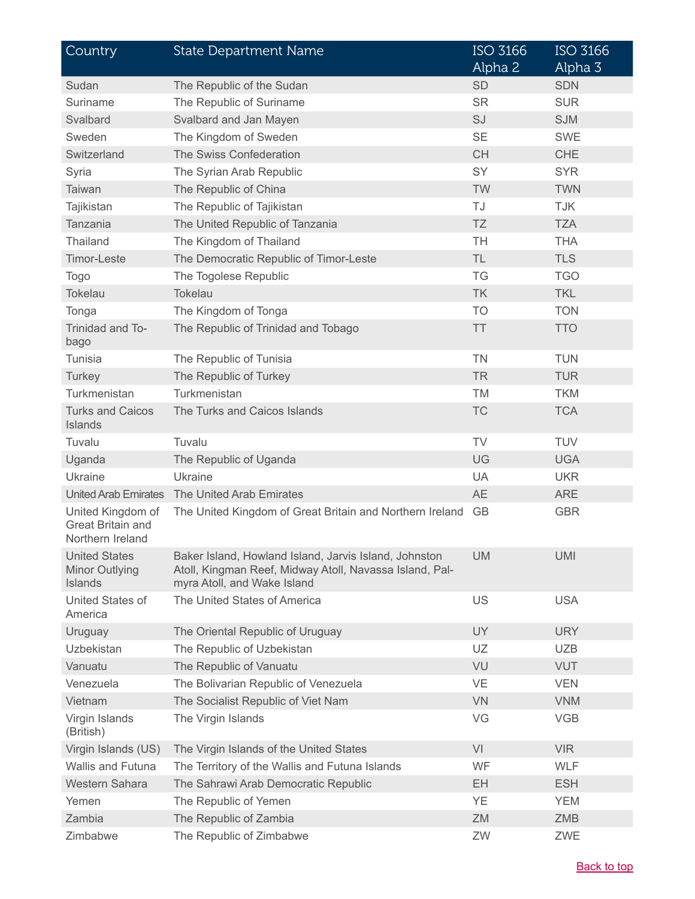| Country | State Department Name | ISO 3166 Alpha 2 | ISO 3166 Alpha 3 |
|---|---|---|---|
| Sudan | The Republic of the Sudan | SD | SDN |
| Suriname | The Republic of Suriname | SR | SUR |
| Svalbard | Svalbard and Jan Mayen | SJ | SJM |
| Sweden | The Kingdom of Sweden | SE | SWE |
| Switzerland | The Swiss Confederation | CH | CHE |
| Syria | The Syrian Arab Republic | SY | SYR |
| Taiwan | The Republic of China | TW | TWN |
| Tajikistan | The Republic of Tajikistan | TJ | TJK |
| Tanzania | The United Republic of Tanzania | TZ | TZA |
| Thailand | The Kingdom of Thailand | TH | THA |
| Timor-Leste | The Democratic Republic of Timor-Leste | TL | TLS |
| Togo | The Togolese Republic | TG | TGO |
| Tokelau | Tokelau | TK | TKL |
| Tonga | The Kingdom of Tonga | TO | TON |
| Trinidad and Tobago | The Republic of Trinidad and Tobago | TT | TTO |
| Tunisia | The Republic of Tunisia | TN | TUN |
| Turkey | The Republic of Turkey | TR | TUR |
| Turkmenistan | Turkmenistan | TM | TKM |
| Turks and Caicos Islands | The Turks and Caicos Islands | TC | TCA |
| Tuvalu | Tuvalu | TV | TUV |
| Uganda | The Republic of Uganda | UG | UGA |
| Ukraine | Ukraine | UA | UKR |
| United Arab Emirates | The United Arab Emirates | AE | ARE |
| United Kingdom of Great Britain and Northern Ireland | The United Kingdom of Great Britain and Northern Ireland | GB | GBR |
| United States Minor Outlying Islands | Baker Island, Howland Island, Jarvis Island, Johnston Atoll, Kingman Reef, Midway Atoll, Navassa Island, Palmyra Atoll, and Wake Island | UM | UMI |
| United States of America | The United States of America | US | USA |
| Uruguay | The Oriental Republic of Uruguay | UY | URY |
| Uzbekistan | The Republic of Uzbekistan | UZ | UZB |
| Vanuatu | The Republic of Vanuatu | VU | VUT |
| Venezuela | The Bolivarian Republic of Venezuela | VE | VEN |
| Vietnam | The Socialist Republic of Viet Nam | VN | VNM |
| Virgin Islands (British) | The Virgin Islands | VG | VGB |
| Virgin Islands (US) | The Virgin Islands of the United States | VI | VIR |
| Wallis and Futuna | The Territory of the Wallis and Futuna Islands | WF | WLF |
| Western Sahara | The Sahrawi Arab Democratic Republic | EH | ESH |
| Yemen | The Republic of Yemen | YE | YEM |
| Zambia | The Republic of Zambia | ZM | ZMB |
| Zimbabwe | The Republic of Zimbabwe | ZW | ZWE |

Back to top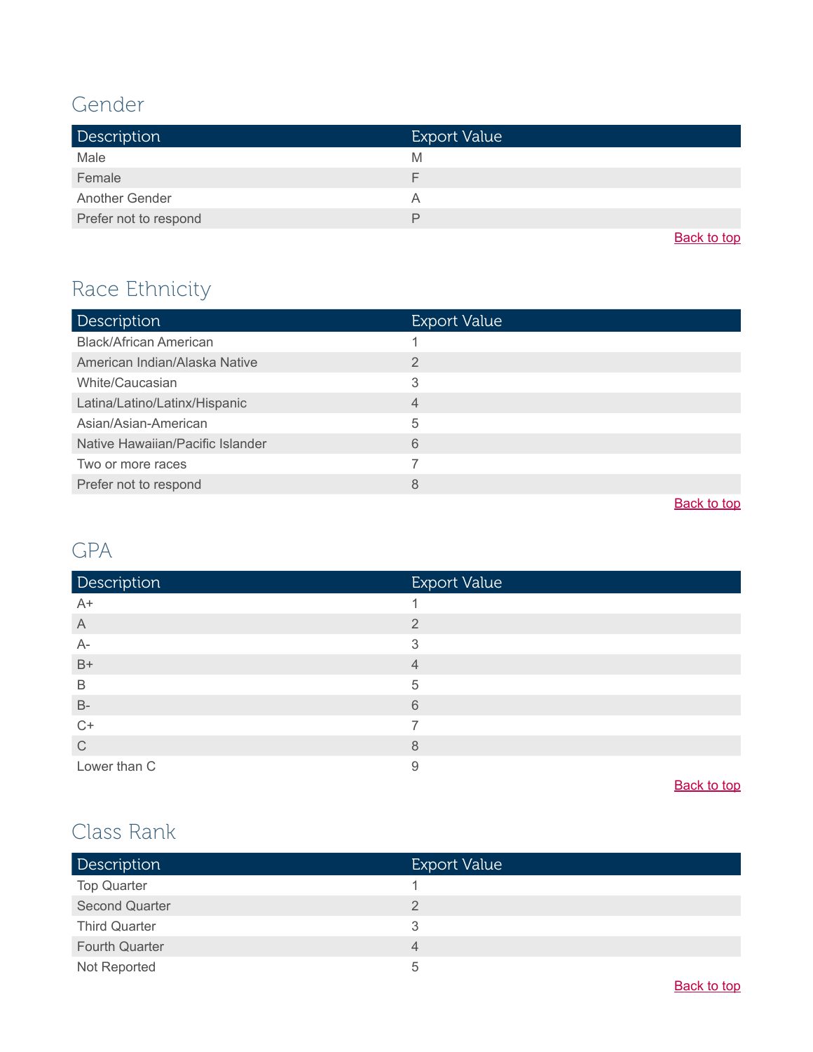## Gender

| Description | Export Value |
| --- | --- |
| Male | M |
| Female | F |
| Another Gender | A |
| Prefer not to respond | P |

Back to top

## Race Ethnicity

| Description | Export Value |
| --- | --- |
| Black/African American | 1 |
| American Indian/Alaska Native | 2 |
| White/Caucasian | 3 |
| Latina/Latino/Latinx/Hispanic | 4 |
| Asian/Asian-American | 5 |
| Native Hawaiian/Pacific Islander | 6 |
| Two or more races | 7 |
| Prefer not to respond | 8 |

Back to top

## GPA

| Description | Export Value |
| --- | --- |
| A+ | 1 |
| A | 2 |
| A- | 3 |
| B+ | 4 |
| B | 5 |
| B- | 6 |
| C+ | 7 |
| C | 8 |
| Lower than C | 9 |

Back to top

## Class Rank

| Description | Export Value |
| --- | --- |
| Top Quarter | 1 |
| Second Quarter | 2 |
| Third Quarter | 3 |
| Fourth Quarter | 4 |
| Not Reported | 5 |

Back to top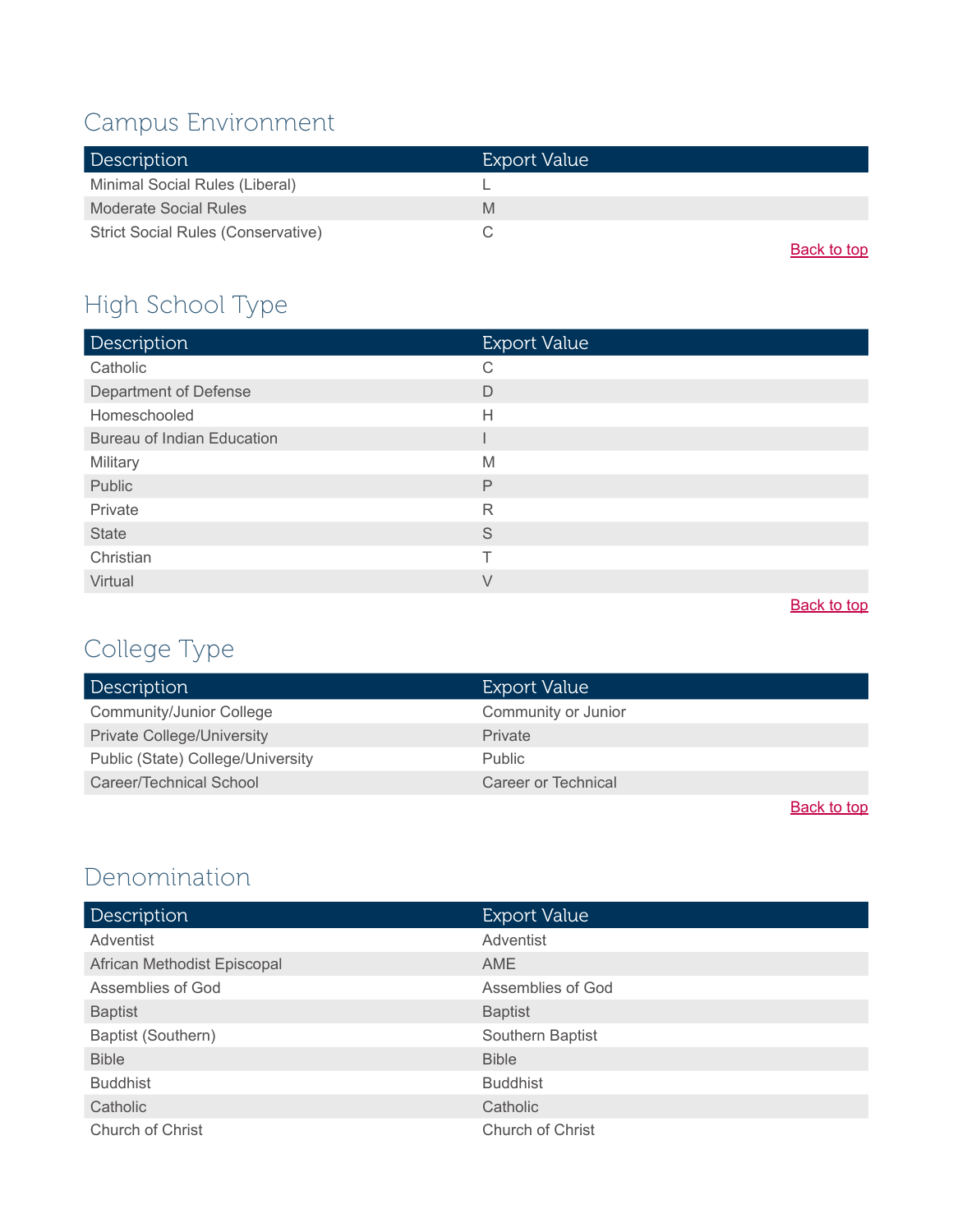## Campus Environment

| Description | Export Value |
| --- | --- |
| Minimal Social Rules (Liberal) | L |
| Moderate Social Rules | M |
| Strict Social Rules (Conservative) | C |

Back to top

## High School Type

| Description | Export Value |
| --- | --- |
| Catholic | C |
| Department of Defense | D |
| Homeschooled | H |
| Bureau of Indian Education | I |
| Military | M |
| Public | P |
| Private | R |
| State | S |
| Christian | T |
| Virtual | V |

Back to top

## College Type

| Description | Export Value |
| --- | --- |
| Community/Junior College | Community or Junior |
| Private College/University | Private |
| Public (State) College/University | Public |
| Career/Technical School | Career or Technical |

Back to top

## Denomination

| Description | Export Value |
| --- | --- |
| Adventist | Adventist |
| African Methodist Episcopal | AME |
| Assemblies of God | Assemblies of God |
| Baptist | Baptist |
| Baptist (Southern) | Southern Baptist |
| Bible | Bible |
| Buddhist | Buddhist |
| Catholic | Catholic |
| Church of Christ | Church of Christ |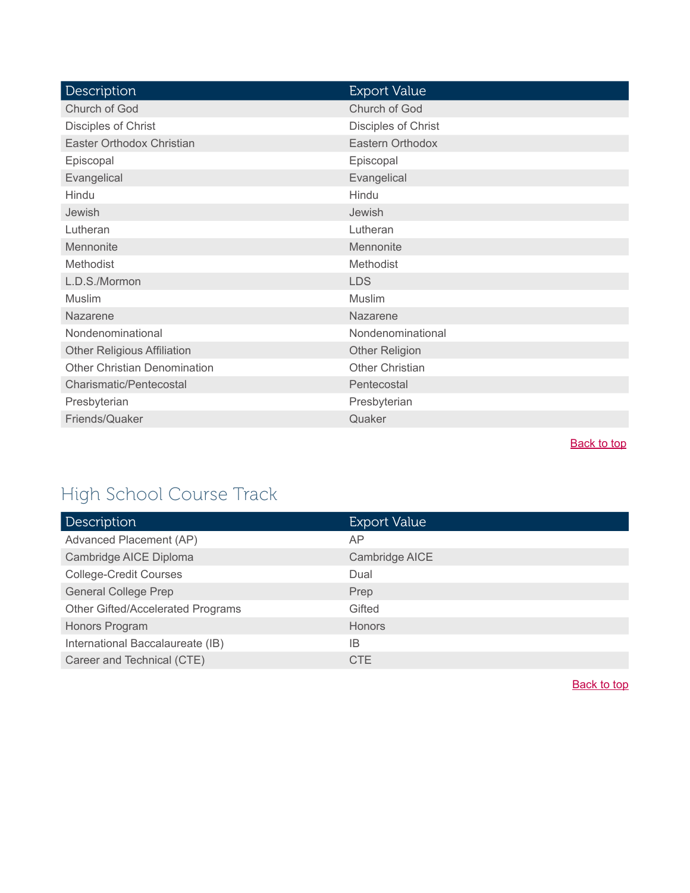| Description | Export Value |
| --- | --- |
| Church of God | Church of God |
| Disciples of Christ | Disciples of Christ |
| Easter Orthodox Christian | Eastern Orthodox |
| Episcopal | Episcopal |
| Evangelical | Evangelical |
| Hindu | Hindu |
| Jewish | Jewish |
| Lutheran | Lutheran |
| Mennonite | Mennonite |
| Methodist | Methodist |
| L.D.S./Mormon | LDS |
| Muslim | Muslim |
| Nazarene | Nazarene |
| Nondenominational | Nondenominational |
| Other Religious Affiliation | Other Religion |
| Other Christian Denomination | Other Christian |
| Charismatic/Pentecostal | Pentecostal |
| Presbyterian | Presbyterian |
| Friends/Quaker | Quaker |

Back to top

## High School Course Track

| Description | Export Value |
| --- | --- |
| Advanced Placement (AP) | AP |
| Cambridge AICE Diploma | Cambridge AICE |
| College-Credit Courses | Dual |
| General College Prep | Prep |
| Other Gifted/Accelerated Programs | Gifted |
| Honors Program | Honors |
| International Baccalaureate (IB) | IB |
| Career and Technical (CTE) | CTE |

Back to top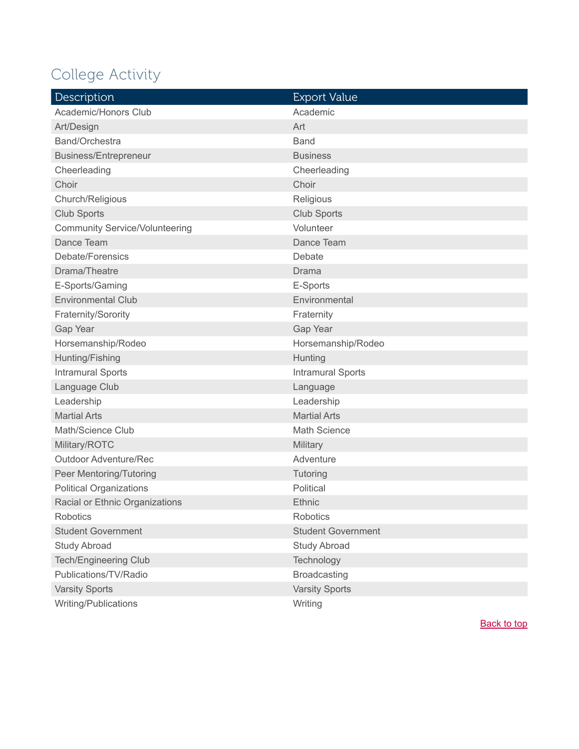## College Activity

| Description | Export Value |
|---|---|
| Academic/Honors Club | Academic |
| Art/Design | Art |
| Band/Orchestra | Band |
| Business/Entrepreneur | Business |
| Cheerleading | Cheerleading |
| Choir | Choir |
| Church/Religious | Religious |
| Club Sports | Club Sports |
| Community Service/Volunteering | Volunteer |
| Dance Team | Dance Team |
| Debate/Forensics | Debate |
| Drama/Theatre | Drama |
| E-Sports/Gaming | E-Sports |
| Environmental Club | Environmental |
| Fraternity/Sorority | Fraternity |
| Gap Year | Gap Year |
| Horsemanship/Rodeo | Horsemanship/Rodeo |
| Hunting/Fishing | Hunting |
| Intramural Sports | Intramural Sports |
| Language Club | Language |
| Leadership | Leadership |
| Martial Arts | Martial Arts |
| Math/Science Club | Math Science |
| Military/ROTC | Military |
| Outdoor Adventure/Rec | Adventure |
| Peer Mentoring/Tutoring | Tutoring |
| Political Organizations | Political |
| Racial or Ethnic Organizations | Ethnic |
| Robotics | Robotics |
| Student Government | Student Government |
| Study Abroad | Study Abroad |
| Tech/Engineering Club | Technology |
| Publications/TV/Radio | Broadcasting |
| Varsity Sports | Varsity Sports |
| Writing/Publications | Writing |

Back to top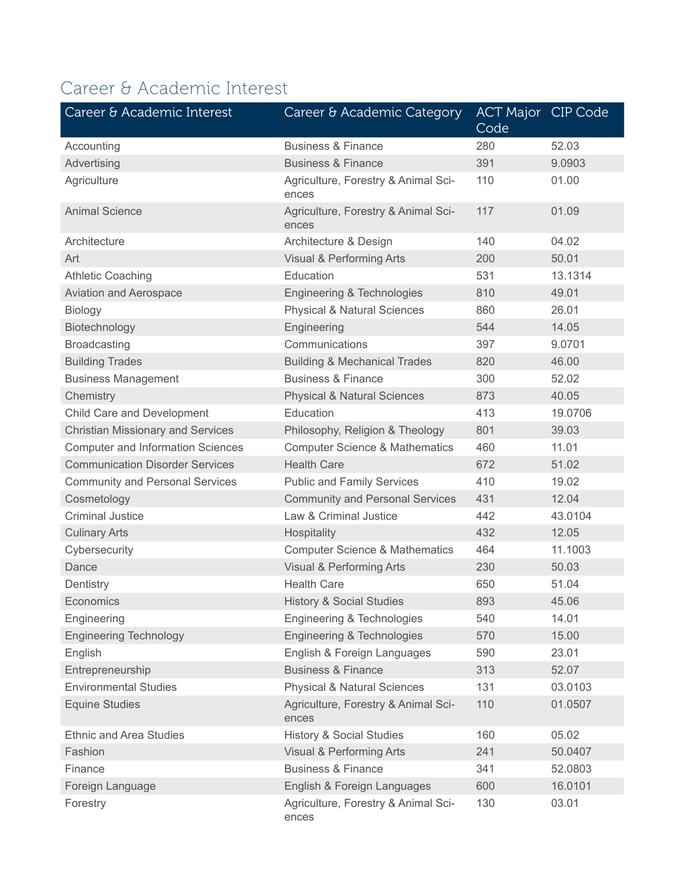## Career & Academic Interest

| Career & Academic Interest | Career & Academic Category | ACT Major Code | CIP Code |
|---|---|---|---|
| Accounting | Business & Finance | 280 | 52.03 |
| Advertising | Business & Finance | 391 | 9.0903 |
| Agriculture | Agriculture, Forestry & Animal Sciences | 110 | 01.00 |
| Animal Science | Agriculture, Forestry & Animal Sciences | 117 | 01.09 |
| Architecture | Architecture & Design | 140 | 04.02 |
| Art | Visual & Performing Arts | 200 | 50.01 |
| Athletic Coaching | Education | 531 | 13.1314 |
| Aviation and Aerospace | Engineering & Technologies | 810 | 49.01 |
| Biology | Physical & Natural Sciences | 860 | 26.01 |
| Biotechnology | Engineering | 544 | 14.05 |
| Broadcasting | Communications | 397 | 9.0701 |
| Building Trades | Building & Mechanical Trades | 820 | 46.00 |
| Business Management | Business & Finance | 300 | 52.02 |
| Chemistry | Physical & Natural Sciences | 873 | 40.05 |
| Child Care and Development | Education | 413 | 19.0706 |
| Christian Missionary and Services | Philosophy, Religion & Theology | 801 | 39.03 |
| Computer and Information Sciences | Computer Science & Mathematics | 460 | 11.01 |
| Communication Disorder Services | Health Care | 672 | 51.02 |
| Community and Personal Services | Public and Family Services | 410 | 19.02 |
| Cosmetology | Community and Personal Services | 431 | 12.04 |
| Criminal Justice | Law & Criminal Justice | 442 | 43.0104 |
| Culinary Arts | Hospitality | 432 | 12.05 |
| Cybersecurity | Computer Science & Mathematics | 464 | 11.1003 |
| Dance | Visual & Performing Arts | 230 | 50.03 |
| Dentistry | Health Care | 650 | 51.04 |
| Economics | History & Social Studies | 893 | 45.06 |
| Engineering | Engineering & Technologies | 540 | 14.01 |
| Engineering Technology | Engineering & Technologies | 570 | 15.00 |
| English | English & Foreign Languages | 590 | 23.01 |
| Entrepreneurship | Business & Finance | 313 | 52.07 |
| Environmental Studies | Physical & Natural Sciences | 131 | 03.0103 |
| Equine Studies | Agriculture, Forestry & Animal Sciences | 110 | 01.0507 |
| Ethnic and Area Studies | History & Social Studies | 160 | 05.02 |
| Fashion | Visual & Performing Arts | 241 | 50.0407 |
| Finance | Business & Finance | 341 | 52.0803 |
| Foreign Language | English & Foreign Languages | 600 | 16.0101 |
| Forestry | Agriculture, Forestry & Animal Sciences | 130 | 03.01 |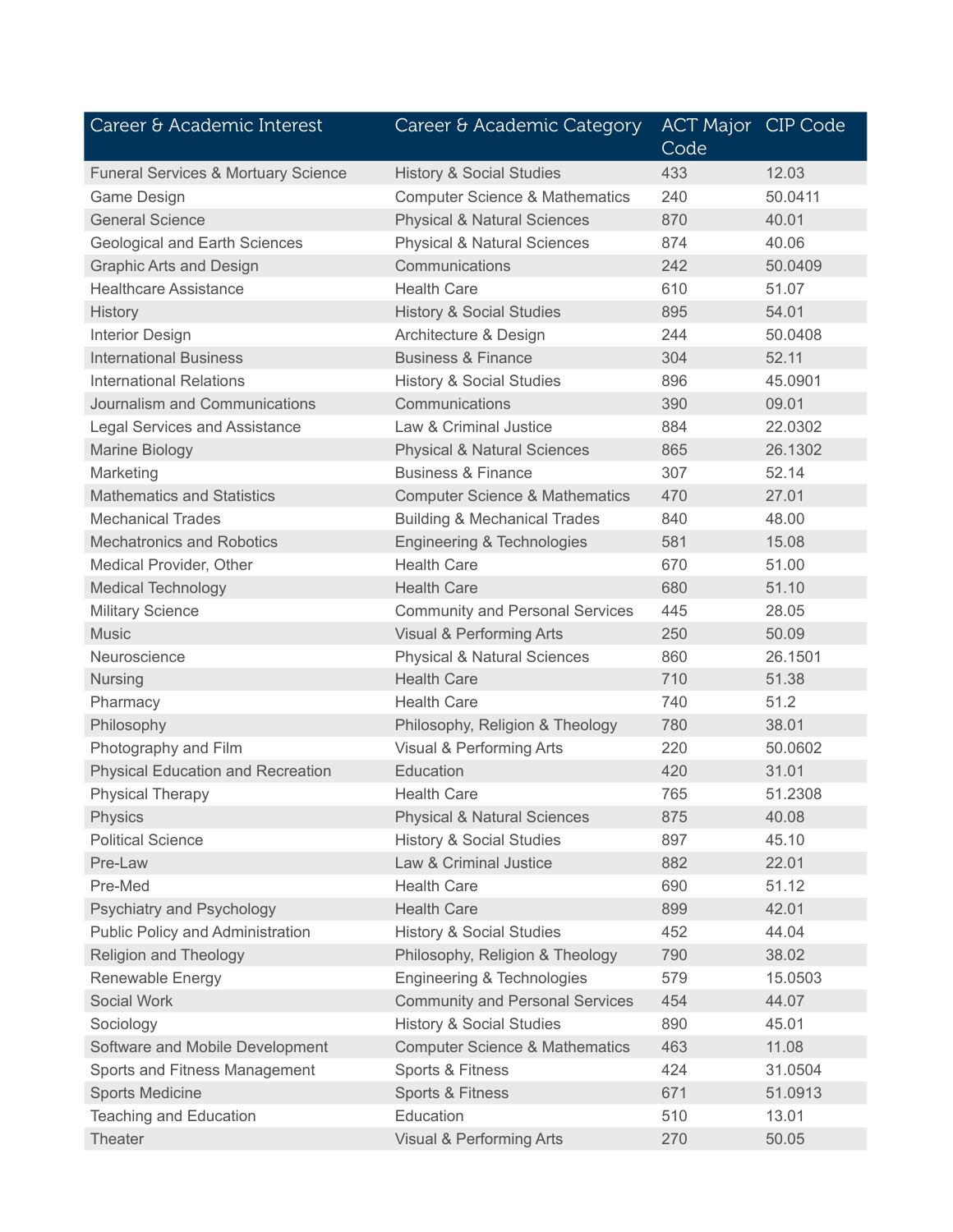| Career & Academic Interest | Career & Academic Category | ACT Major Code | CIP Code |
|---|---|---|---|
| Funeral Services & Mortuary Science | History & Social Studies | 433 | 12.03 |
| Game Design | Computer Science & Mathematics | 240 | 50.0411 |
| General Science | Physical & Natural Sciences | 870 | 40.01 |
| Geological and Earth Sciences | Physical & Natural Sciences | 874 | 40.06 |
| Graphic Arts and Design | Communications | 242 | 50.0409 |
| Healthcare Assistance | Health Care | 610 | 51.07 |
| History | History & Social Studies | 895 | 54.01 |
| Interior Design | Architecture & Design | 244 | 50.0408 |
| International Business | Business & Finance | 304 | 52.11 |
| International Relations | History & Social Studies | 896 | 45.0901 |
| Journalism and Communications | Communications | 390 | 09.01 |
| Legal Services and Assistance | Law & Criminal Justice | 884 | 22.0302 |
| Marine Biology | Physical & Natural Sciences | 865 | 26.1302 |
| Marketing | Business & Finance | 307 | 52.14 |
| Mathematics and Statistics | Computer Science & Mathematics | 470 | 27.01 |
| Mechanical Trades | Building & Mechanical Trades | 840 | 48.00 |
| Mechatronics and Robotics | Engineering & Technologies | 581 | 15.08 |
| Medical Provider, Other | Health Care | 670 | 51.00 |
| Medical Technology | Health Care | 680 | 51.10 |
| Military Science | Community and Personal Services | 445 | 28.05 |
| Music | Visual & Performing Arts | 250 | 50.09 |
| Neuroscience | Physical & Natural Sciences | 860 | 26.1501 |
| Nursing | Health Care | 710 | 51.38 |
| Pharmacy | Health Care | 740 | 51.2 |
| Philosophy | Philosophy, Religion & Theology | 780 | 38.01 |
| Photography and Film | Visual & Performing Arts | 220 | 50.0602 |
| Physical Education and Recreation | Education | 420 | 31.01 |
| Physical Therapy | Health Care | 765 | 51.2308 |
| Physics | Physical & Natural Sciences | 875 | 40.08 |
| Political Science | History & Social Studies | 897 | 45.10 |
| Pre-Law | Law & Criminal Justice | 882 | 22.01 |
| Pre-Med | Health Care | 690 | 51.12 |
| Psychiatry and Psychology | Health Care | 899 | 42.01 |
| Public Policy and Administration | History & Social Studies | 452 | 44.04 |
| Religion and Theology | Philosophy, Religion & Theology | 790 | 38.02 |
| Renewable Energy | Engineering & Technologies | 579 | 15.0503 |
| Social Work | Community and Personal Services | 454 | 44.07 |
| Sociology | History & Social Studies | 890 | 45.01 |
| Software and Mobile Development | Computer Science & Mathematics | 463 | 11.08 |
| Sports and Fitness Management | Sports & Fitness | 424 | 31.0504 |
| Sports Medicine | Sports & Fitness | 671 | 51.0913 |
| Teaching and Education | Education | 510 | 13.01 |
| Theater | Visual & Performing Arts | 270 | 50.05 |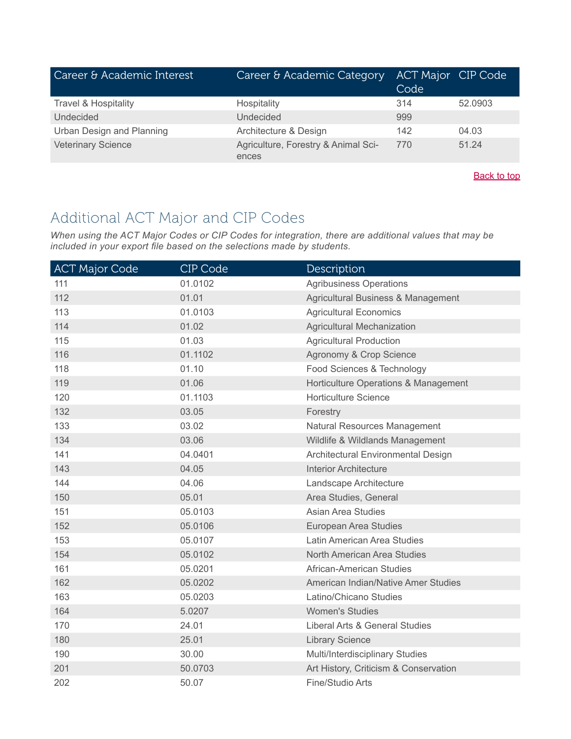| Career & Academic Interest | Career & Academic Category | ACT Major Code | CIP Code |
|---|---|---|---|
| Travel & Hospitality | Hospitality | 314 | 52.0903 |
| Undecided | Undecided | 999 | |
| Urban Design and Planning | Architecture & Design | 142 | 04.03 |
| Veterinary Science | Agriculture, Forestry & Animal Sciences | 770 | 51.24 |

Back to top

## Additional ACT Major and CIP Codes

*When using the ACT Major Codes or CIP Codes for integration, there are additional values that may be included in your export file based on the selections made by students.*

| ACT Major Code | CIP Code | Description |
|---|---|---|
| 111 | 01.0102 | Agribusiness Operations |
| 112 | 01.01 | Agricultural Business & Management |
| 113 | 01.0103 | Agricultural Economics |
| 114 | 01.02 | Agricultural Mechanization |
| 115 | 01.03 | Agricultural Production |
| 116 | 01.1102 | Agronomy & Crop Science |
| 118 | 01.10 | Food Sciences & Technology |
| 119 | 01.06 | Horticulture Operations & Management |
| 120 | 01.1103 | Horticulture Science |
| 132 | 03.05 | Forestry |
| 133 | 03.02 | Natural Resources Management |
| 134 | 03.06 | Wildlife & Wildlands Management |
| 141 | 04.0401 | Architectural Environmental Design |
| 143 | 04.05 | Interior Architecture |
| 144 | 04.06 | Landscape Architecture |
| 150 | 05.01 | Area Studies, General |
| 151 | 05.0103 | Asian Area Studies |
| 152 | 05.0106 | European Area Studies |
| 153 | 05.0107 | Latin American Area Studies |
| 154 | 05.0102 | North American Area Studies |
| 161 | 05.0201 | African-American Studies |
| 162 | 05.0202 | American Indian/Native Amer Studies |
| 163 | 05.0203 | Latino/Chicano Studies |
| 164 | 5.0207 | Women's Studies |
| 170 | 24.01 | Liberal Arts & General Studies |
| 180 | 25.01 | Library Science |
| 190 | 30.00 | Multi/Interdisciplinary Studies |
| 201 | 50.0703 | Art History, Criticism & Conservation |
| 202 | 50.07 | Fine/Studio Arts |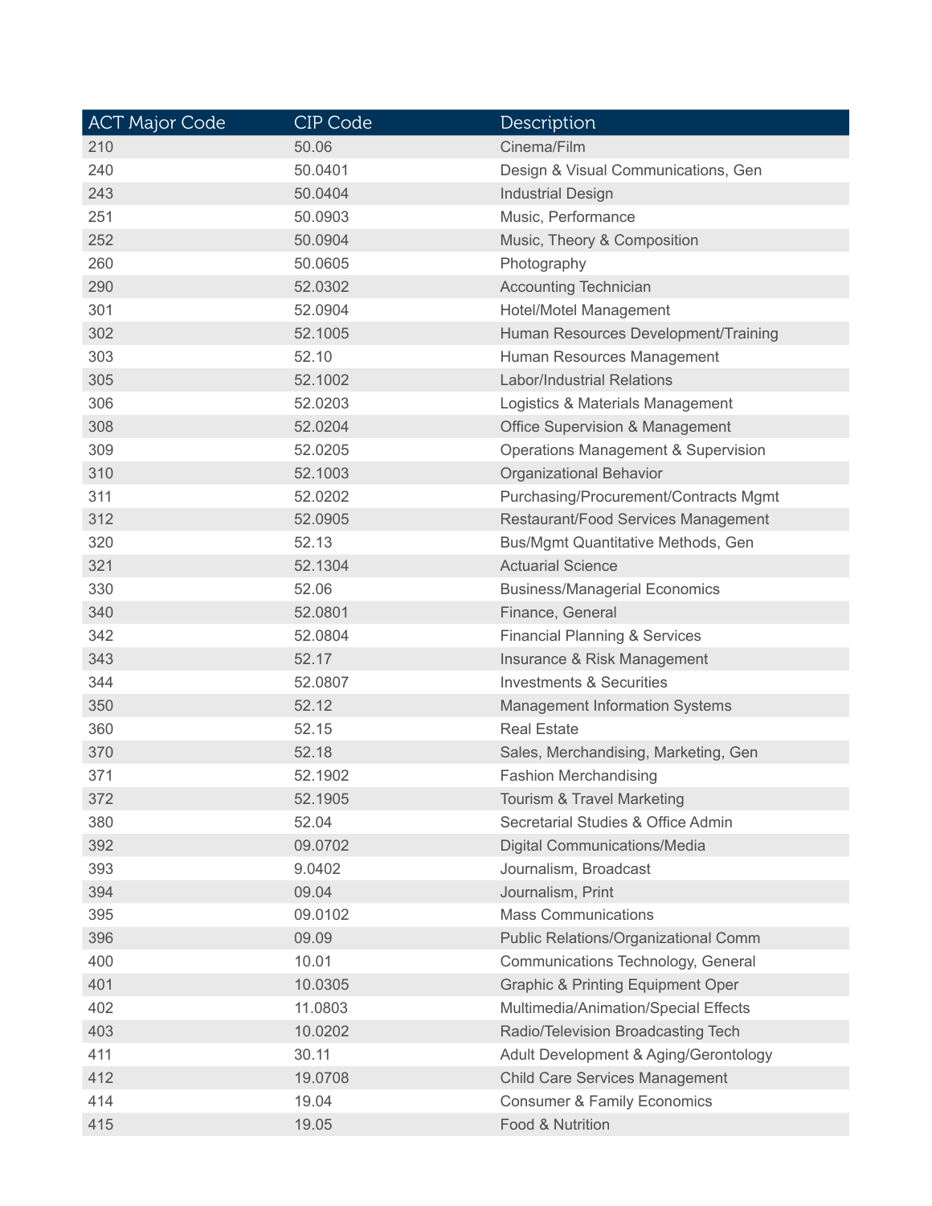| ACT Major Code | CIP Code | Description |
|---|---|---|
| 210 | 50.06 | Cinema/Film |
| 240 | 50.0401 | Design & Visual Communications, Gen |
| 243 | 50.0404 | Industrial Design |
| 251 | 50.0903 | Music, Performance |
| 252 | 50.0904 | Music, Theory & Composition |
| 260 | 50.0605 | Photography |
| 290 | 52.0302 | Accounting Technician |
| 301 | 52.0904 | Hotel/Motel Management |
| 302 | 52.1005 | Human Resources Development/Training |
| 303 | 52.10 | Human Resources Management |
| 305 | 52.1002 | Labor/Industrial Relations |
| 306 | 52.0203 | Logistics & Materials Management |
| 308 | 52.0204 | Office Supervision & Management |
| 309 | 52.0205 | Operations Management & Supervision |
| 310 | 52.1003 | Organizational Behavior |
| 311 | 52.0202 | Purchasing/Procurement/Contracts Mgmt |
| 312 | 52.0905 | Restaurant/Food Services Management |
| 320 | 52.13 | Bus/Mgmt Quantitative Methods, Gen |
| 321 | 52.1304 | Actuarial Science |
| 330 | 52.06 | Business/Managerial Economics |
| 340 | 52.0801 | Finance, General |
| 342 | 52.0804 | Financial Planning & Services |
| 343 | 52.17 | Insurance & Risk Management |
| 344 | 52.0807 | Investments & Securities |
| 350 | 52.12 | Management Information Systems |
| 360 | 52.15 | Real Estate |
| 370 | 52.18 | Sales, Merchandising, Marketing, Gen |
| 371 | 52.1902 | Fashion Merchandising |
| 372 | 52.1905 | Tourism & Travel Marketing |
| 380 | 52.04 | Secretarial Studies & Office Admin |
| 392 | 09.0702 | Digital Communications/Media |
| 393 | 9.0402 | Journalism, Broadcast |
| 394 | 09.04 | Journalism, Print |
| 395 | 09.0102 | Mass Communications |
| 396 | 09.09 | Public Relations/Organizational Comm |
| 400 | 10.01 | Communications Technology, General |
| 401 | 10.0305 | Graphic & Printing Equipment Oper |
| 402 | 11.0803 | Multimedia/Animation/Special Effects |
| 403 | 10.0202 | Radio/Television Broadcasting Tech |
| 411 | 30.11 | Adult Development & Aging/Gerontology |
| 412 | 19.0708 | Child Care Services Management |
| 414 | 19.04 | Consumer & Family Economics |
| 415 | 19.05 | Food & Nutrition |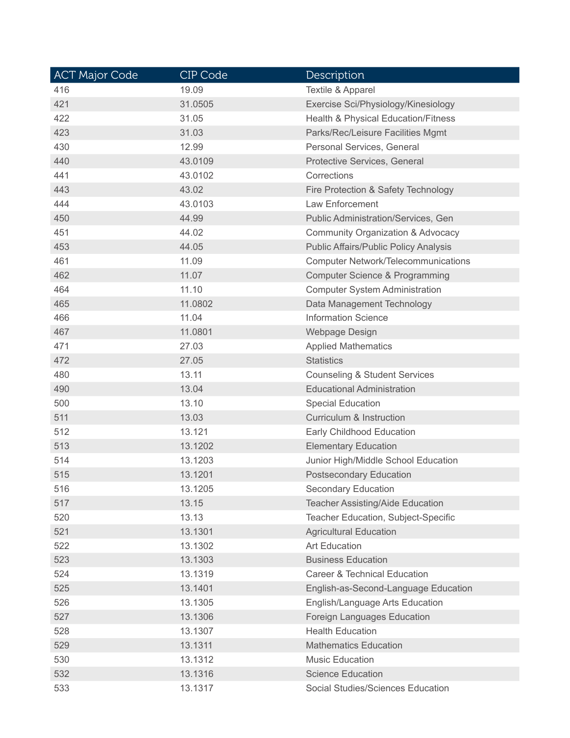| ACT Major Code | CIP Code | Description |
|---|---|---|
| 416 | 19.09 | Textile & Apparel |
| 421 | 31.0505 | Exercise Sci/Physiology/Kinesiology |
| 422 | 31.05 | Health & Physical Education/Fitness |
| 423 | 31.03 | Parks/Rec/Leisure Facilities Mgmt |
| 430 | 12.99 | Personal Services, General |
| 440 | 43.0109 | Protective Services, General |
| 441 | 43.0102 | Corrections |
| 443 | 43.02 | Fire Protection & Safety Technology |
| 444 | 43.0103 | Law Enforcement |
| 450 | 44.99 | Public Administration/Services, Gen |
| 451 | 44.02 | Community Organization & Advocacy |
| 453 | 44.05 | Public Affairs/Public Policy Analysis |
| 461 | 11.09 | Computer Network/Telecommunications |
| 462 | 11.07 | Computer Science & Programming |
| 464 | 11.10 | Computer System Administration |
| 465 | 11.0802 | Data Management Technology |
| 466 | 11.04 | Information Science |
| 467 | 11.0801 | Webpage Design |
| 471 | 27.03 | Applied Mathematics |
| 472 | 27.05 | Statistics |
| 480 | 13.11 | Counseling & Student Services |
| 490 | 13.04 | Educational Administration |
| 500 | 13.10 | Special Education |
| 511 | 13.03 | Curriculum & Instruction |
| 512 | 13.121 | Early Childhood Education |
| 513 | 13.1202 | Elementary Education |
| 514 | 13.1203 | Junior High/Middle School Education |
| 515 | 13.1201 | Postsecondary Education |
| 516 | 13.1205 | Secondary Education |
| 517 | 13.15 | Teacher Assisting/Aide Education |
| 520 | 13.13 | Teacher Education, Subject-Specific |
| 521 | 13.1301 | Agricultural Education |
| 522 | 13.1302 | Art Education |
| 523 | 13.1303 | Business Education |
| 524 | 13.1319 | Career & Technical Education |
| 525 | 13.1401 | English-as-Second-Language Education |
| 526 | 13.1305 | English/Language Arts Education |
| 527 | 13.1306 | Foreign Languages Education |
| 528 | 13.1307 | Health Education |
| 529 | 13.1311 | Mathematics Education |
| 530 | 13.1312 | Music Education |
| 532 | 13.1316 | Science Education |
| 533 | 13.1317 | Social Studies/Sciences Education |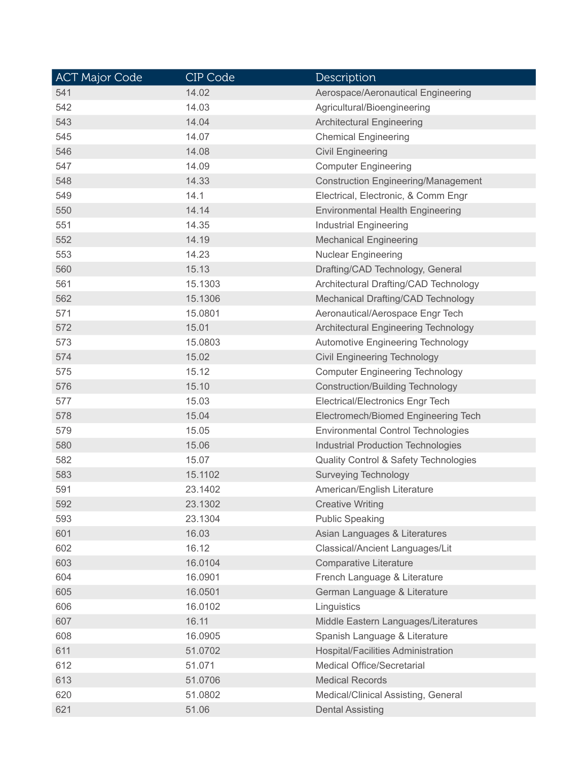| ACT Major Code | CIP Code | Description |
| --- | --- | --- |
| 541 | 14.02 | Aerospace/Aeronautical Engineering |
| 542 | 14.03 | Agricultural/Bioengineering |
| 543 | 14.04 | Architectural Engineering |
| 545 | 14.07 | Chemical Engineering |
| 546 | 14.08 | Civil Engineering |
| 547 | 14.09 | Computer Engineering |
| 548 | 14.33 | Construction Engineering/Management |
| 549 | 14.1 | Electrical, Electronic, & Comm Engr |
| 550 | 14.14 | Environmental Health Engineering |
| 551 | 14.35 | Industrial Engineering |
| 552 | 14.19 | Mechanical Engineering |
| 553 | 14.23 | Nuclear Engineering |
| 560 | 15.13 | Drafting/CAD Technology, General |
| 561 | 15.1303 | Architectural Drafting/CAD Technology |
| 562 | 15.1306 | Mechanical Drafting/CAD Technology |
| 571 | 15.0801 | Aeronautical/Aerospace Engr Tech |
| 572 | 15.01 | Architectural Engineering Technology |
| 573 | 15.0803 | Automotive Engineering Technology |
| 574 | 15.02 | Civil Engineering Technology |
| 575 | 15.12 | Computer Engineering Technology |
| 576 | 15.10 | Construction/Building Technology |
| 577 | 15.03 | Electrical/Electronics Engr Tech |
| 578 | 15.04 | Electromech/Biomed Engineering Tech |
| 579 | 15.05 | Environmental Control Technologies |
| 580 | 15.06 | Industrial Production Technologies |
| 582 | 15.07 | Quality Control & Safety Technologies |
| 583 | 15.1102 | Surveying Technology |
| 591 | 23.1402 | American/English Literature |
| 592 | 23.1302 | Creative Writing |
| 593 | 23.1304 | Public Speaking |
| 601 | 16.03 | Asian Languages & Literatures |
| 602 | 16.12 | Classical/Ancient Languages/Lit |
| 603 | 16.0104 | Comparative Literature |
| 604 | 16.0901 | French Language & Literature |
| 605 | 16.0501 | German Language & Literature |
| 606 | 16.0102 | Linguistics |
| 607 | 16.11 | Middle Eastern Languages/Literatures |
| 608 | 16.0905 | Spanish Language & Literature |
| 611 | 51.0702 | Hospital/Facilities Administration |
| 612 | 51.071 | Medical Office/Secretarial |
| 613 | 51.0706 | Medical Records |
| 620 | 51.0802 | Medical/Clinical Assisting, General |
| 621 | 51.06 | Dental Assisting |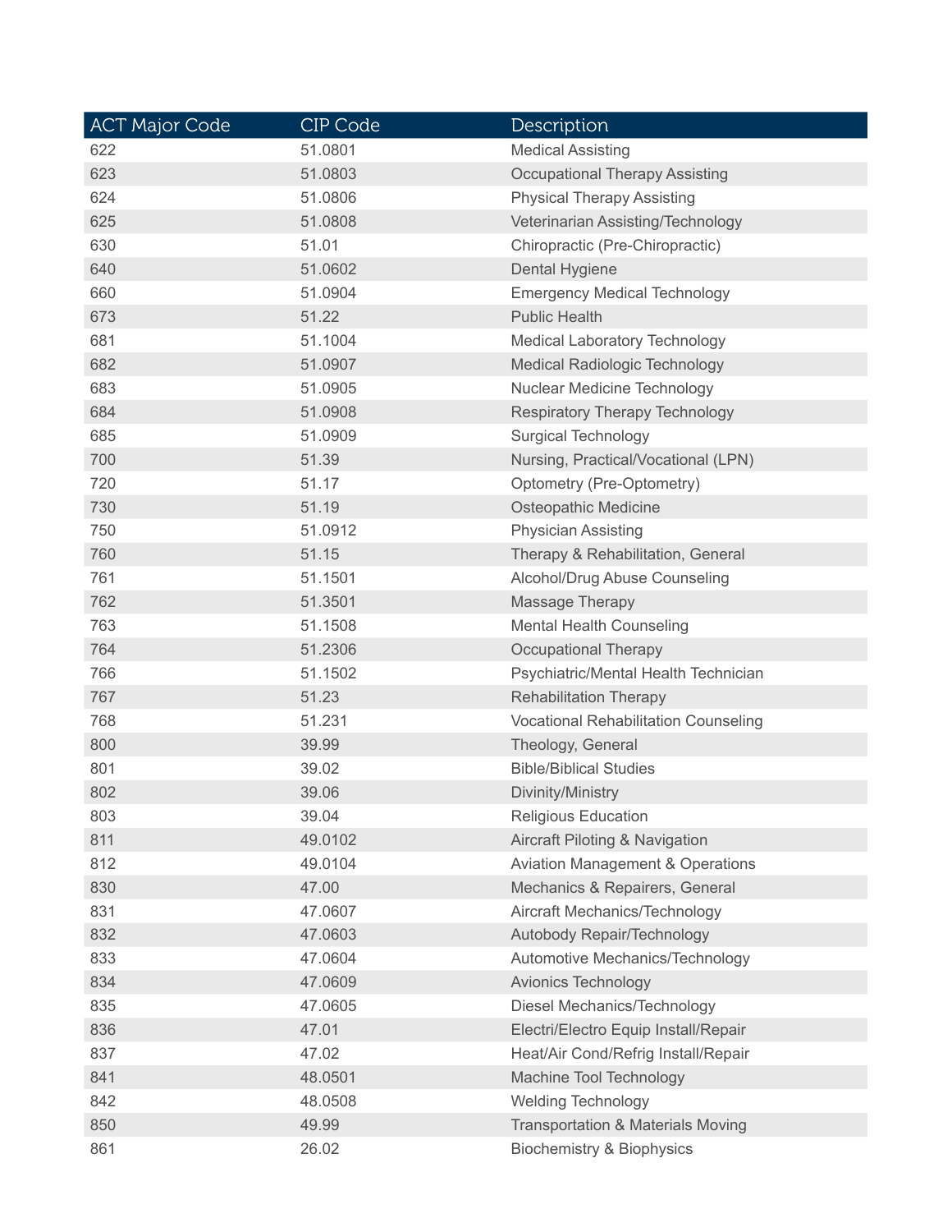| ACT Major Code | CIP Code | Description |
|---|---|---|
| 622 | 51.0801 | Medical Assisting |
| 623 | 51.0803 | Occupational Therapy Assisting |
| 624 | 51.0806 | Physical Therapy Assisting |
| 625 | 51.0808 | Veterinarian Assisting/Technology |
| 630 | 51.01 | Chiropractic (Pre-Chiropractic) |
| 640 | 51.0602 | Dental Hygiene |
| 660 | 51.0904 | Emergency Medical Technology |
| 673 | 51.22 | Public Health |
| 681 | 51.1004 | Medical Laboratory Technology |
| 682 | 51.0907 | Medical Radiologic Technology |
| 683 | 51.0905 | Nuclear Medicine Technology |
| 684 | 51.0908 | Respiratory Therapy Technology |
| 685 | 51.0909 | Surgical Technology |
| 700 | 51.39 | Nursing, Practical/Vocational (LPN) |
| 720 | 51.17 | Optometry (Pre-Optometry) |
| 730 | 51.19 | Osteopathic Medicine |
| 750 | 51.0912 | Physician Assisting |
| 760 | 51.15 | Therapy & Rehabilitation, General |
| 761 | 51.1501 | Alcohol/Drug Abuse Counseling |
| 762 | 51.3501 | Massage Therapy |
| 763 | 51.1508 | Mental Health Counseling |
| 764 | 51.2306 | Occupational Therapy |
| 766 | 51.1502 | Psychiatric/Mental Health Technician |
| 767 | 51.23 | Rehabilitation Therapy |
| 768 | 51.231 | Vocational Rehabilitation Counseling |
| 800 | 39.99 | Theology, General |
| 801 | 39.02 | Bible/Biblical Studies |
| 802 | 39.06 | Divinity/Ministry |
| 803 | 39.04 | Religious Education |
| 811 | 49.0102 | Aircraft Piloting & Navigation |
| 812 | 49.0104 | Aviation Management & Operations |
| 830 | 47.00 | Mechanics & Repairers, General |
| 831 | 47.0607 | Aircraft Mechanics/Technology |
| 832 | 47.0603 | Autobody Repair/Technology |
| 833 | 47.0604 | Automotive Mechanics/Technology |
| 834 | 47.0609 | Avionics Technology |
| 835 | 47.0605 | Diesel Mechanics/Technology |
| 836 | 47.01 | Electri/Electro Equip Install/Repair |
| 837 | 47.02 | Heat/Air Cond/Refrig Install/Repair |
| 841 | 48.0501 | Machine Tool Technology |
| 842 | 48.0508 | Welding Technology |
| 850 | 49.99 | Transportation & Materials Moving |
| 861 | 26.02 | Biochemistry & Biophysics |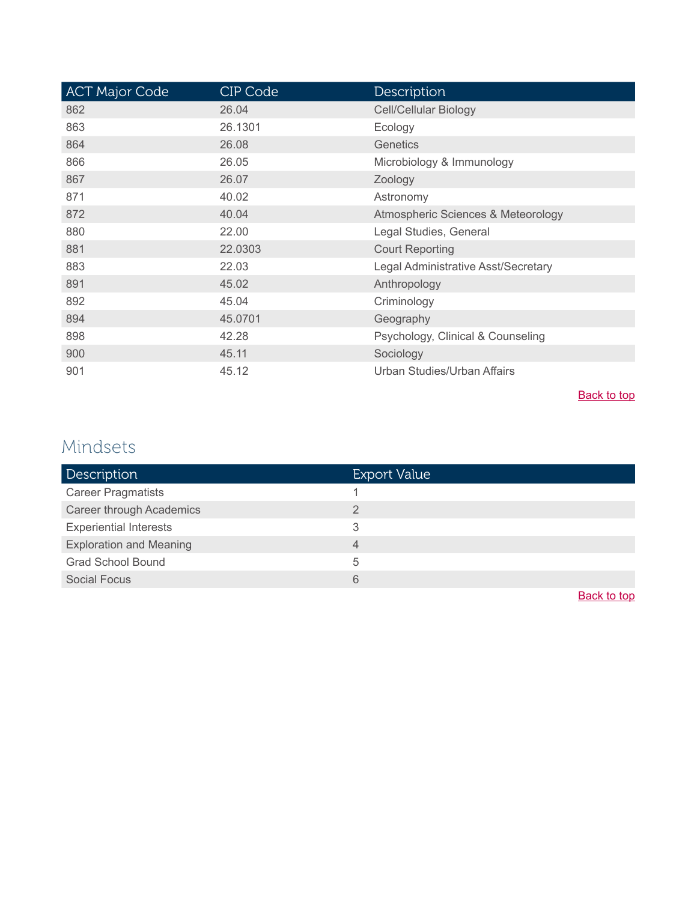| ACT Major Code | CIP Code | Description |
|---|---|---|
| 862 | 26.04 | Cell/Cellular Biology |
| 863 | 26.1301 | Ecology |
| 864 | 26.08 | Genetics |
| 866 | 26.05 | Microbiology & Immunology |
| 867 | 26.07 | Zoology |
| 871 | 40.02 | Astronomy |
| 872 | 40.04 | Atmospheric Sciences & Meteorology |
| 880 | 22.00 | Legal Studies, General |
| 881 | 22.0303 | Court Reporting |
| 883 | 22.03 | Legal Administrative Asst/Secretary |
| 891 | 45.02 | Anthropology |
| 892 | 45.04 | Criminology |
| 894 | 45.0701 | Geography |
| 898 | 42.28 | Psychology, Clinical & Counseling |
| 900 | 45.11 | Sociology |
| 901 | 45.12 | Urban Studies/Urban Affairs |

Back to top

## Mindsets

| Description | Export Value |
|---|---|
| Career Pragmatists | 1 |
| Career through Academics | 2 |
| Experiential Interests | 3 |
| Exploration and Meaning | 4 |
| Grad School Bound | 5 |
| Social Focus | 6 |

Back to top